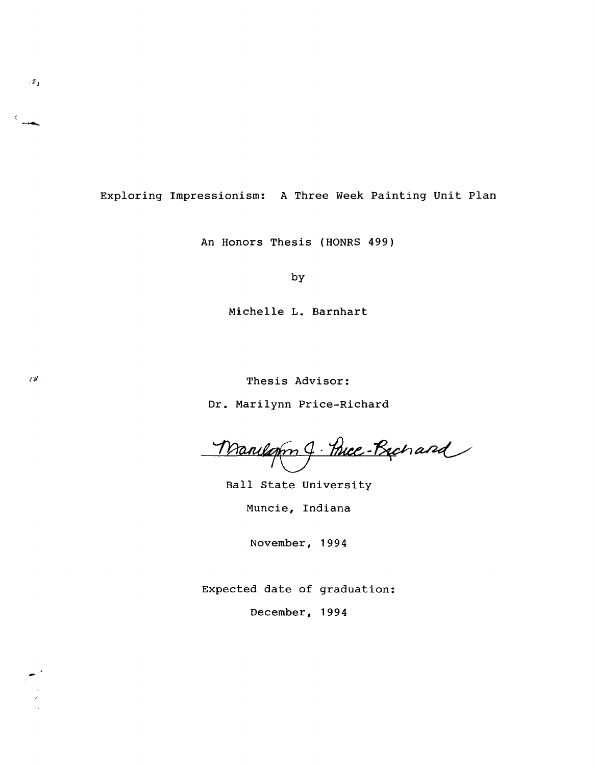Exploring Impressionism: A Three Week Painting Unit Plan

An Honors Thesis (HONRS 499)

by

Michelle L. Barnhart

Thesis Advisor:

Dr. Marilynn Price-Richard

Marilynn J. Price-Richard

Ball State University

Muncie, Indiana

November, 1994

Expected date of graduation:

December, 1994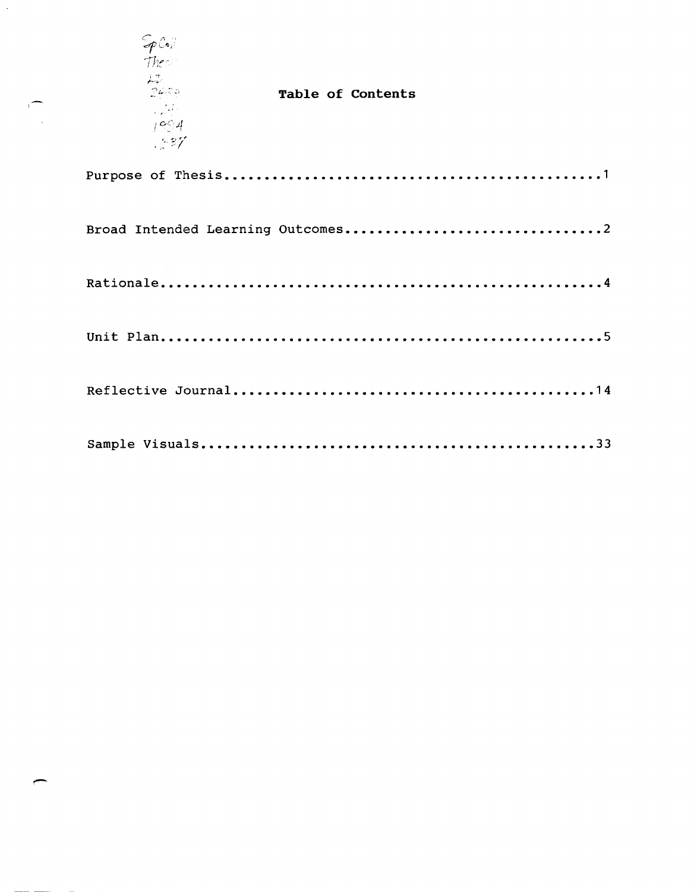# Table of Contents

Purpose of Thesis.................................................1

Broad Intended Learning Outcomes................................2

Rationale.........................................................4

Unit Plan.........................................................5

Reflective Journal...............................................14

Sample Visuals...................................................33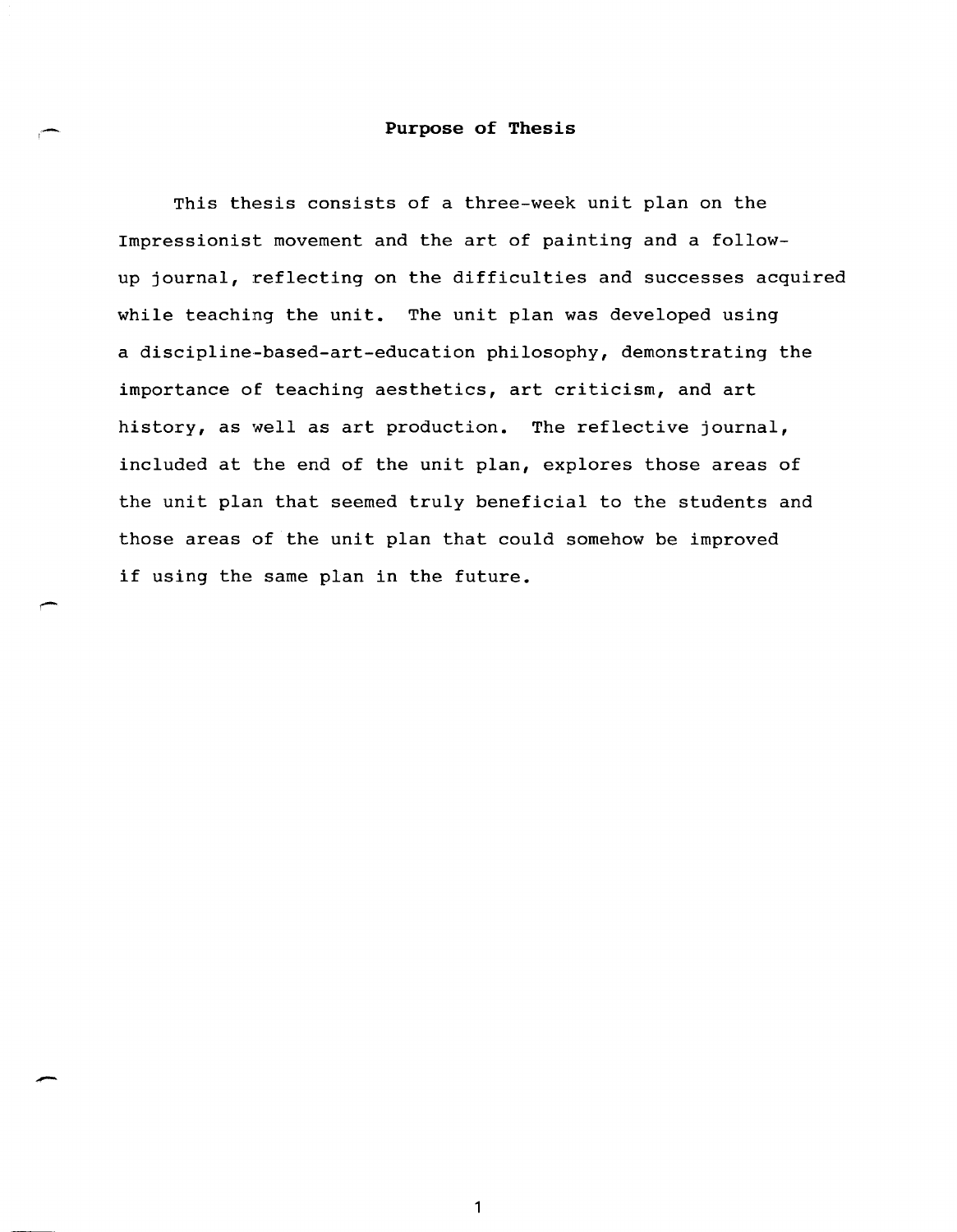## Purpose of Thesis

This thesis consists of a three-week unit plan on the Impressionist movement and the art of painting and a follow-up journal, reflecting on the difficulties and successes acquired while teaching the unit. The unit plan was developed using a discipline-based-art-education philosophy, demonstrating the importance of teaching aesthetics, art criticism, and art history, as well as art production. The reflective journal, included at the end of the unit plan, explores those areas of the unit plan that seemed truly beneficial to the students and those areas of the unit plan that could somehow be improved if using the same plan in the future.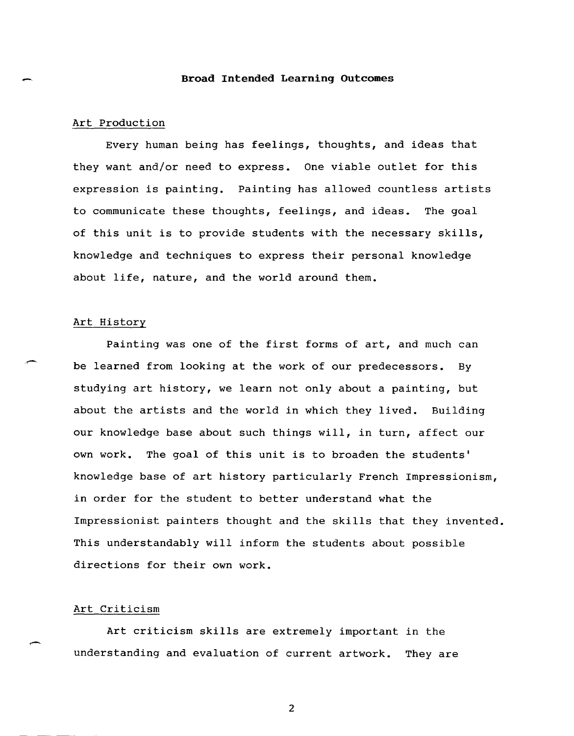## Broad Intended Learning Outcomes

### Art Production

Every human being has feelings, thoughts, and ideas that they want and/or need to express. One viable outlet for this expression is painting. Painting has allowed countless artists to communicate these thoughts, feelings, and ideas. The goal of this unit is to provide students with the necessary skills, knowledge and techniques to express their personal knowledge about life, nature, and the world around them.

### Art History

Painting was one of the first forms of art, and much can be learned from looking at the work of our predecessors. By studying art history, we learn not only about a painting, but about the artists and the world in which they lived. Building our knowledge base about such things will, in turn, affect our own work. The goal of this unit is to broaden the students' knowledge base of art history particularly French Impressionism, in order for the student to better understand what the Impressionist painters thought and the skills that they invented. This understandably will inform the students about possible directions for their own work.

### Art Criticism

Art criticism skills are extremely important in the understanding and evaluation of current artwork. They are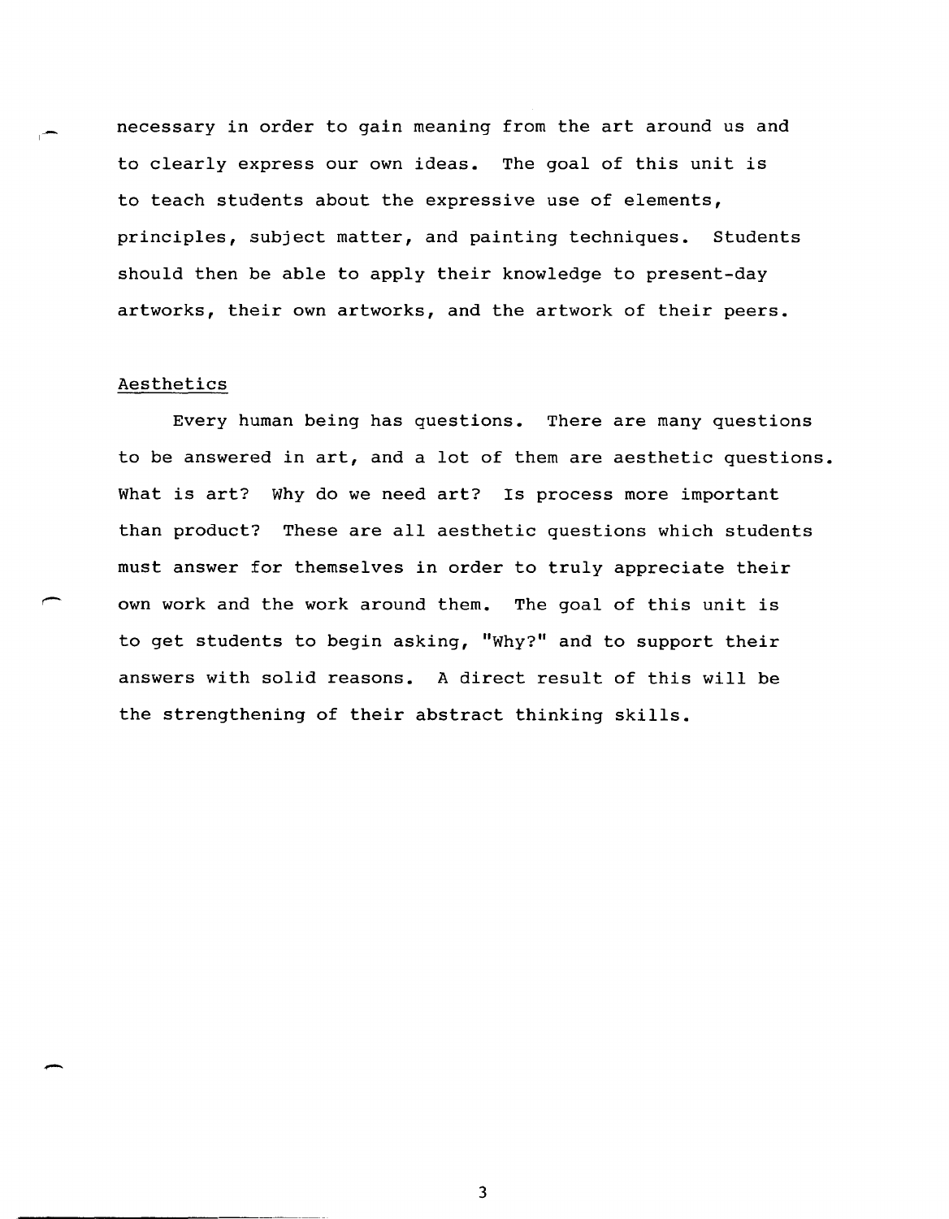necessary in order to gain meaning from the art around us and to clearly express our own ideas. The goal of this unit is to teach students about the expressive use of elements, principles, subject matter, and painting techniques. Students should then be able to apply their knowledge to present-day artworks, their own artworks, and the artwork of their peers.

## Aesthetics

Every human being has questions. There are many questions to be answered in art, and a lot of them are aesthetic questions. What is art? Why do we need art? Is process more important than product? These are all aesthetic questions which students must answer for themselves in order to truly appreciate their own work and the work around them. The goal of this unit is to get students to begin asking, "Why?" and to support their answers with solid reasons. A direct result of this will be the strengthening of their abstract thinking skills.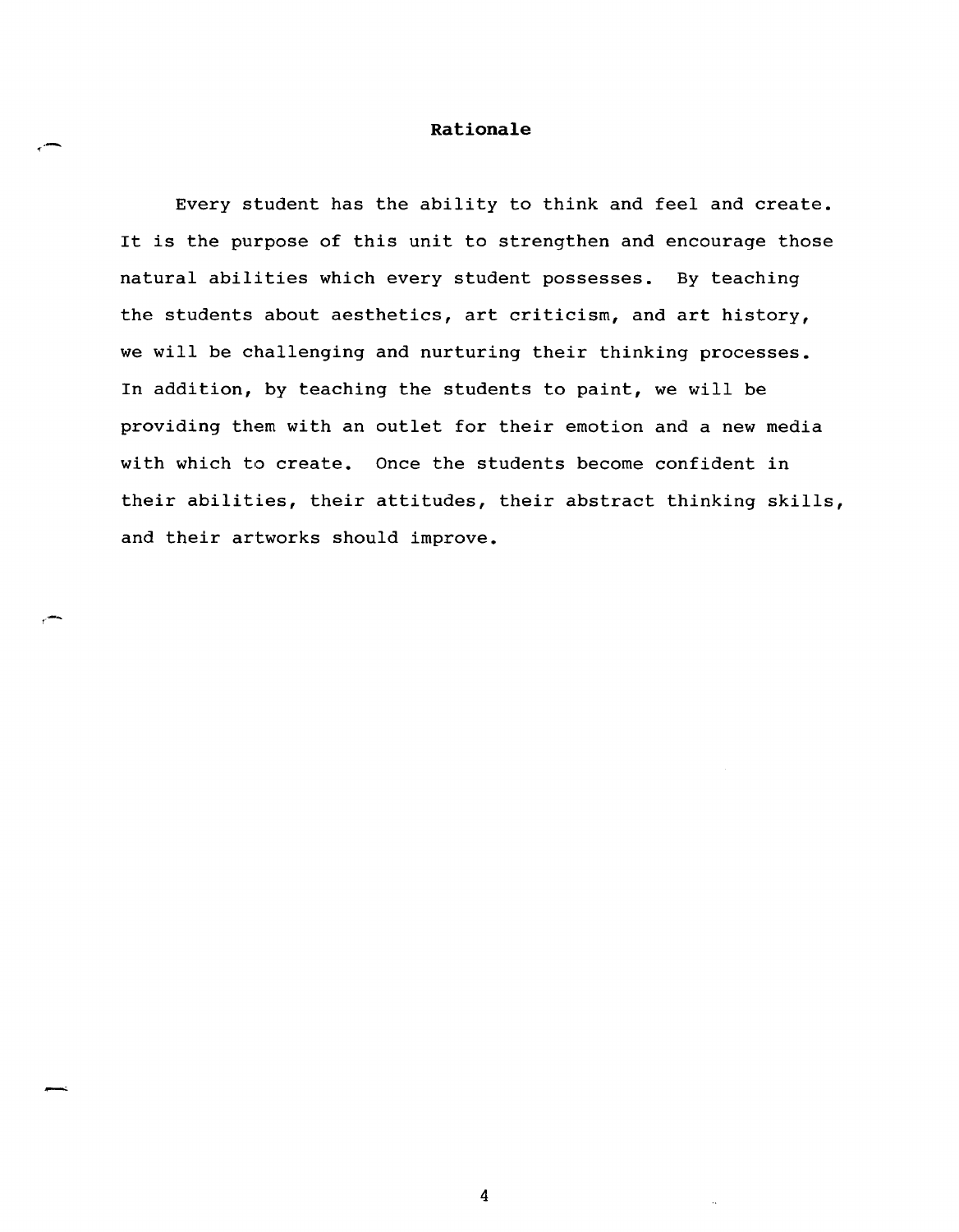## Rationale

Every student has the ability to think and feel and create. It is the purpose of this unit to strengthen and encourage those natural abilities which every student possesses. By teaching the students about aesthetics, art criticism, and art history, we will be challenging and nurturing their thinking processes. In addition, by teaching the students to paint, we will be providing them with an outlet for their emotion and a new media with which to create. Once the students become confident in their abilities, their attitudes, their abstract thinking skills, and their artworks should improve.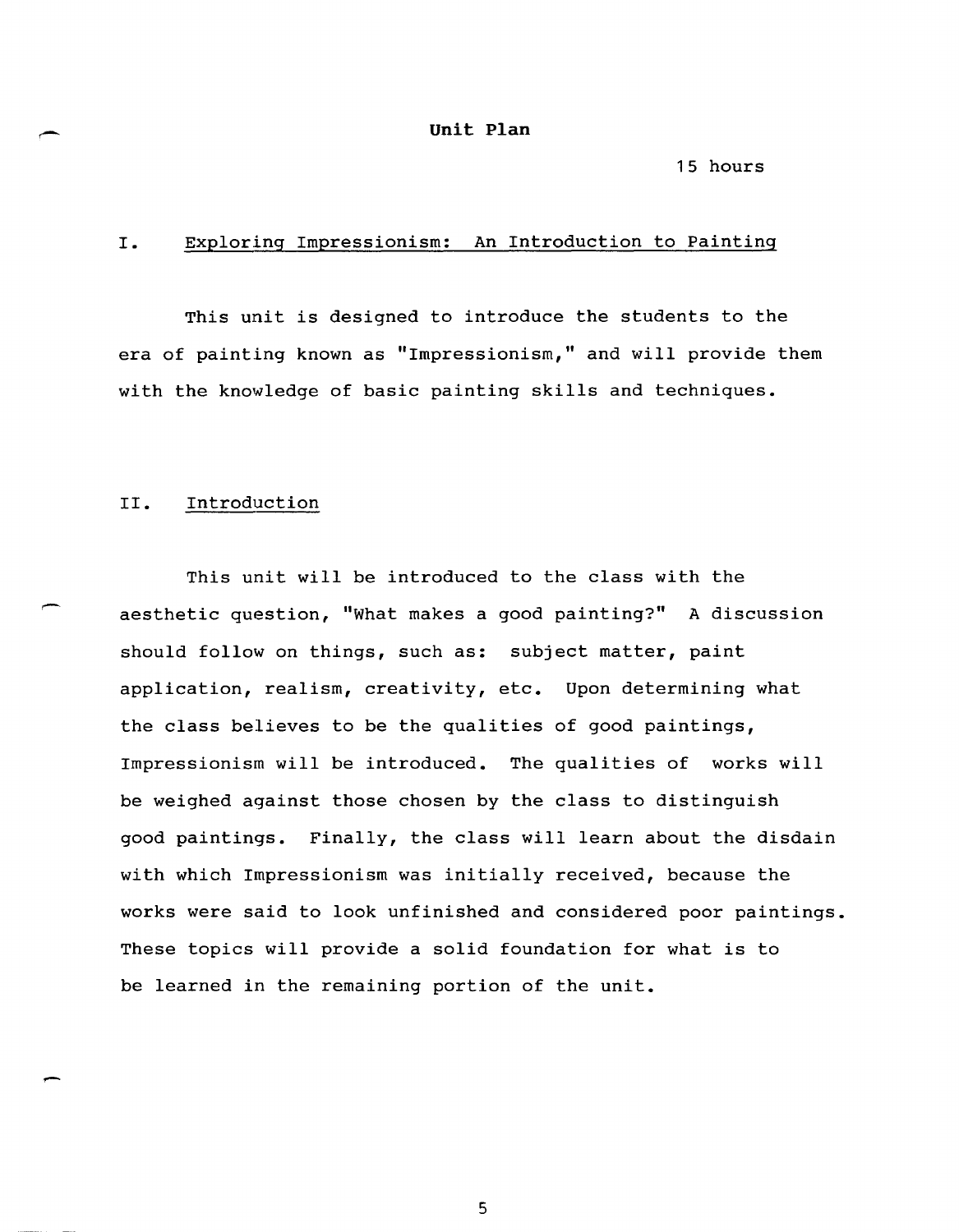# Unit Plan

15 hours

## I. Exploring Impressionism: An Introduction to Painting

This unit is designed to introduce the students to the era of painting known as "Impressionism," and will provide them with the knowledge of basic painting skills and techniques.

## II. Introduction

This unit will be introduced to the class with the aesthetic question, "What makes a good painting?" A discussion should follow on things, such as: subject matter, paint application, realism, creativity, etc. Upon determining what the class believes to be the qualities of good paintings, Impressionism will be introduced. The qualities of works will be weighed against those chosen by the class to distinguish good paintings. Finally, the class will learn about the disdain with which Impressionism was initially received, because the works were said to look unfinished and considered poor paintings. These topics will provide a solid foundation for what is to be learned in the remaining portion of the unit.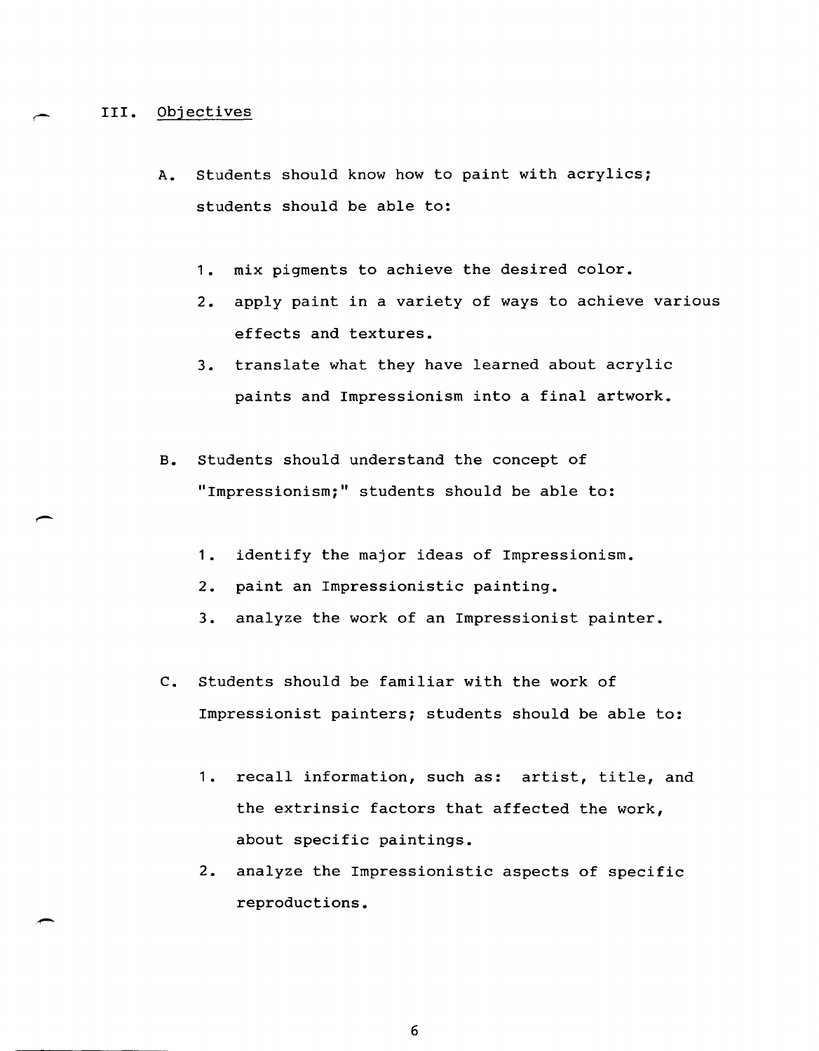## III. Objectives

A. Students should know how to paint with acrylics; students should be able to:

   1. mix pigments to achieve the desired color.
   2. apply paint in a variety of ways to achieve various effects and textures.
   3. translate what they have learned about acrylic paints and Impressionism into a final artwork.

B. Students should understand the concept of "Impressionism;" students should be able to:

   1. identify the major ideas of Impressionism.
   2. paint an Impressionistic painting.
   3. analyze the work of an Impressionist painter.

C. Students should be familiar with the work of Impressionist painters; students should be able to:

   1. recall information, such as: artist, title, and the extrinsic factors that affected the work, about specific paintings.
   2. analyze the Impressionistic aspects of specific reproductions.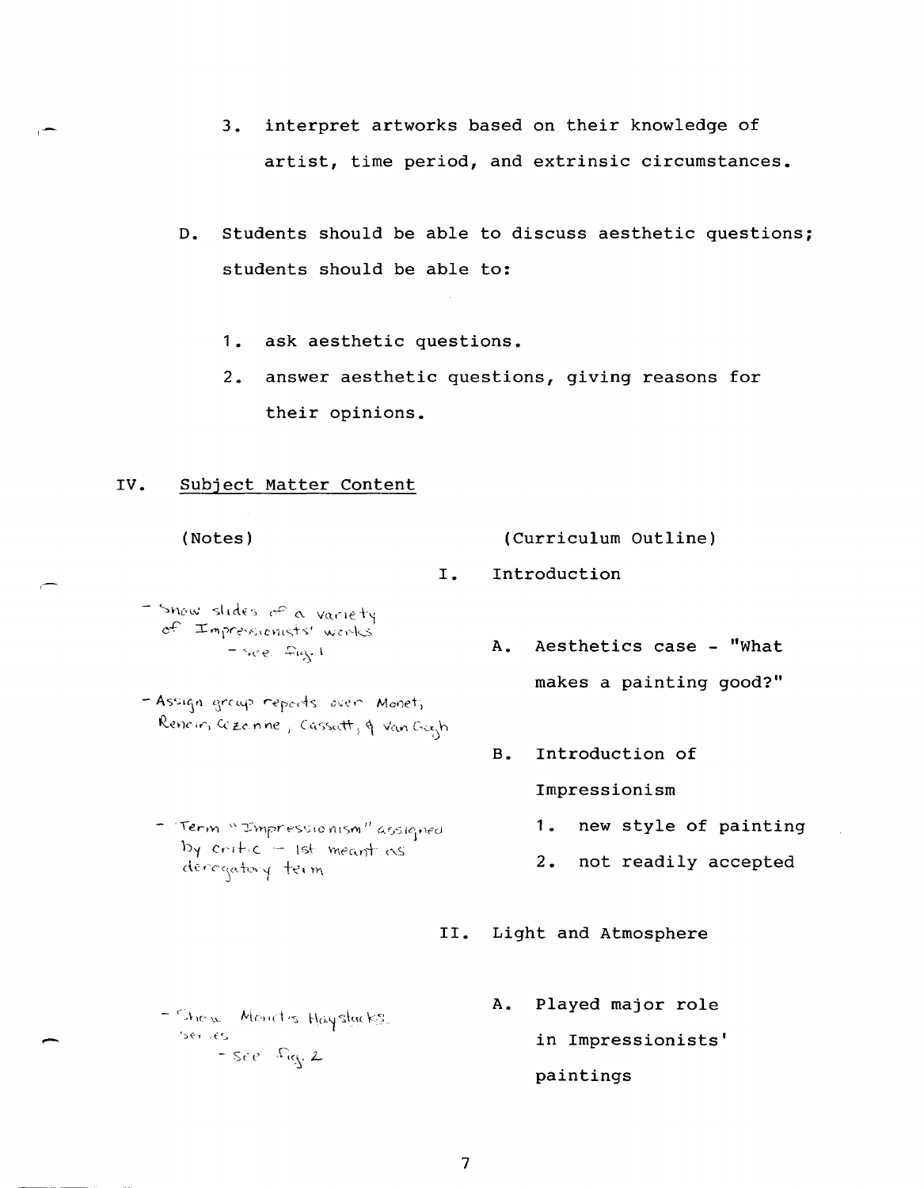3. interpret artworks based on their knowledge of artist, time period, and extrinsic circumstances.

D. Students should be able to discuss aesthetic questions; students should be able to:

1. ask aesthetic questions.
2. answer aesthetic questions, giving reasons for their opinions.

## IV. Subject Matter Content

| (Notes) | (Curriculum Outline) |
|---|---|
| | I. Introduction |
| - Show slides of a variety of Impressionists' works - see Fig. 1 | A. Aesthetics case - "What makes a painting good?" |
| - Assign group reports over Monet, Renoir, Cezanne, Cassatt, & Van Gogh | |
| | B. Introduction of Impressionism |
| - Term "Impressionism" assigned by critic - 1st meant as derogatory term | 1. new style of painting<br>2. not readily accepted |
| | II. Light and Atmosphere |
| - Show Monet's Haystacks series - see Fig. 2 | A. Played major role in Impressionists' paintings |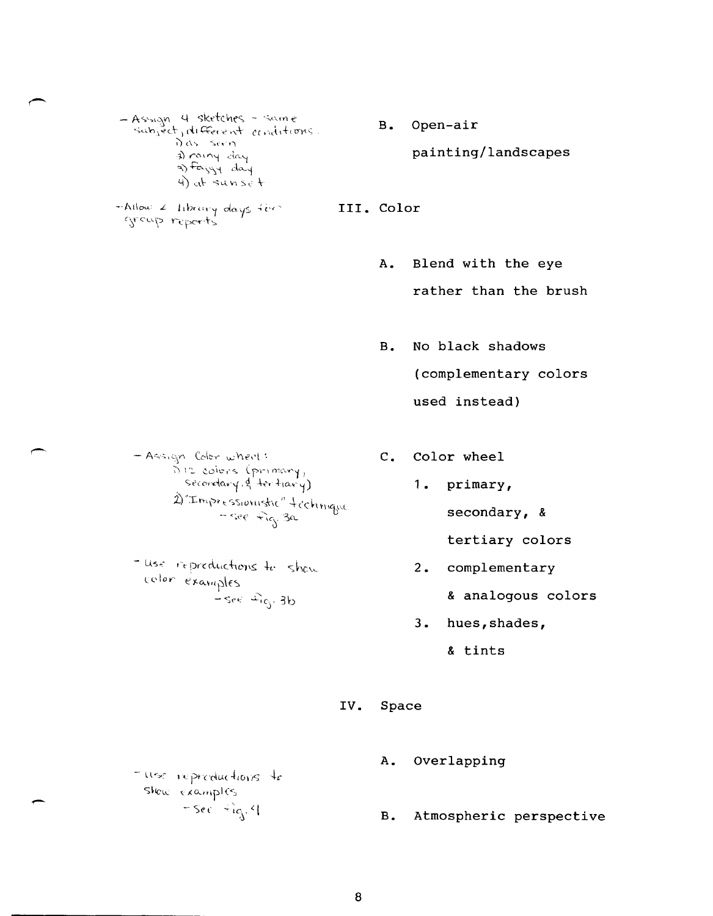- Assign 4 sketches - same subject, different conditions.
  1) as seen
  2) rainy day
  3) foggy day
  4) at sunset

B. Open-air painting/landscapes

- Allow 2 library days for group reports

III. Color

A. Blend with the eye rather than the brush

B. No black shadows (complementary colors used instead)

- Assign Color wheel:
  1) 12 colors (primary, secondary, & tertiary)
  2) "Impressionistic" technique -- see fig. 3a

C. Color wheel

1. primary, secondary, & tertiary colors

- Use reproductions to show color examples - see fig. 3b

2. complementary & analogous colors

3. hues, shades, & tints

IV. Space

A. Overlapping

- Use reproductions to show examples - See fig. 4

B. Atmospheric perspective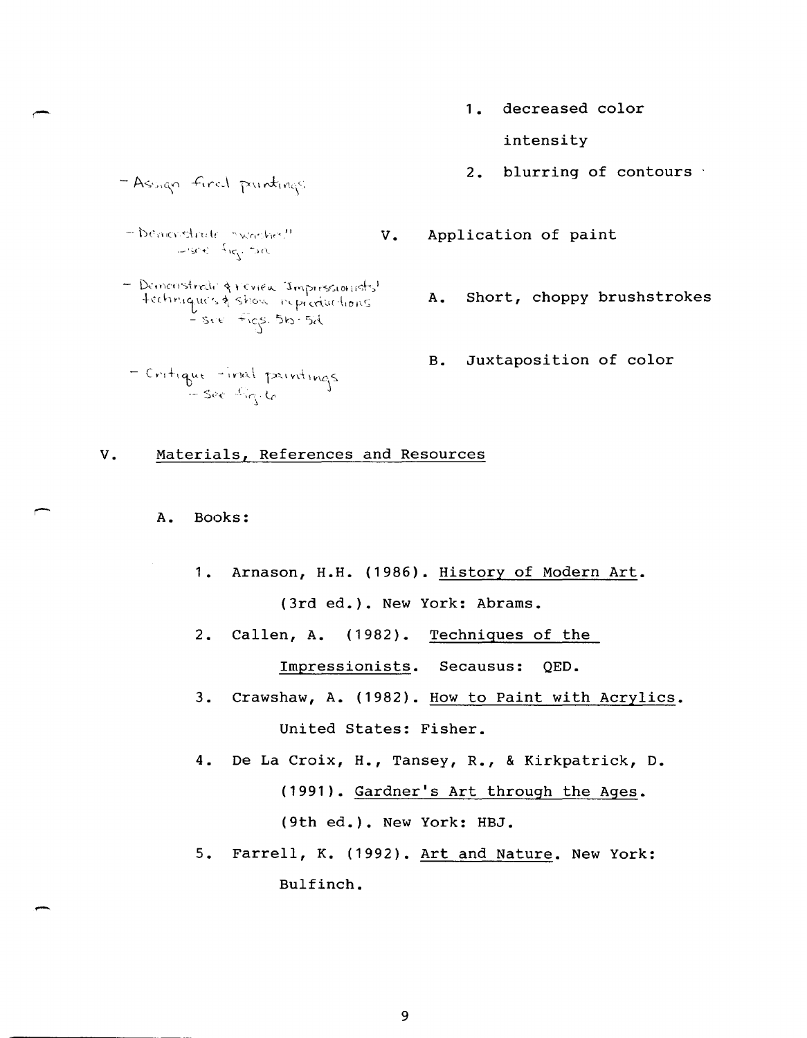1. decreased color intensity
2. blurring of contours

- Assign final paintings

V. Application of paint

- Demonstrate "washes" - see fig. 5a

A. Short, choppy brushstrokes

- Demonstrate & review Impressionists' techniques & show reproductions - see figs. 5b-5d

B. Juxtaposition of color

- Critique final paintings - see fig. 6

## V. Materials, References and Resources

A. Books:

1. Arnason, H.H. (1986). History of Modern Art. (3rd ed.). New York: Abrams.
2. Callen, A. (1982). Techniques of the Impressionists. Secausus: QED.
3. Crawshaw, A. (1982). How to Paint with Acrylics. United States: Fisher.
4. De La Croix, H., Tansey, R., & Kirkpatrick, D. (1991). Gardner's Art through the Ages. (9th ed.). New York: HBJ.
5. Farrell, K. (1992). Art and Nature. New York: Bulfinch.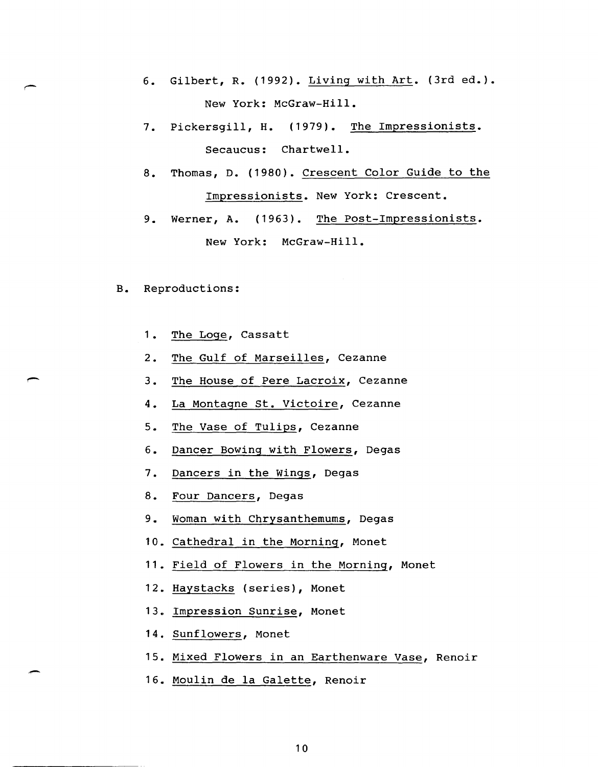6. Gilbert, R. (1992). Living with Art. (3rd ed.). New York: McGraw-Hill.
7. Pickersgill, H. (1979). The Impressionists. Secaucus: Chartwell.
8. Thomas, D. (1980). Crescent Color Guide to the Impressionists. New York: Crescent.
9. Werner, A. (1963). The Post-Impressionists. New York: McGraw-Hill.

B. Reproductions:

1. The Loge, Cassatt
2. The Gulf of Marseilles, Cezanne
3. The House of Pere Lacroix, Cezanne
4. La Montagne St. Victoire, Cezanne
5. The Vase of Tulips, Cezanne
6. Dancer Bowing with Flowers, Degas
7. Dancers in the Wings, Degas
8. Four Dancers, Degas
9. Woman with Chrysanthemums, Degas
10. Cathedral in the Morning, Monet
11. Field of Flowers in the Morning, Monet
12. Haystacks (series), Monet
13. Impression Sunrise, Monet
14. Sunflowers, Monet
15. Mixed Flowers in an Earthenware Vase, Renoir
16. Moulin de la Galette, Renoir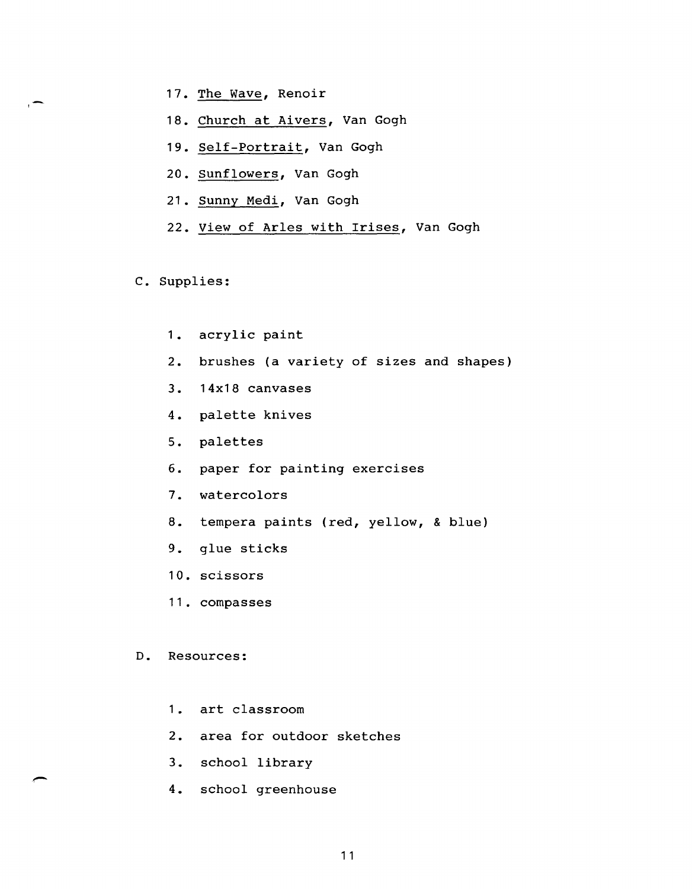17. The Wave, Renoir
18. Church at Aivers, Van Gogh
19. Self-Portrait, Van Gogh
20. Sunflowers, Van Gogh
21. Sunny Medi, Van Gogh
22. View of Arles with Irises, Van Gogh

C. Supplies:

1. acrylic paint
2. brushes (a variety of sizes and shapes)
3. 14x18 canvases
4. palette knives
5. palettes
6. paper for painting exercises
7. watercolors
8. tempera paints (red, yellow, & blue)
9. glue sticks
10. scissors
11. compasses

D. Resources:

1. art classroom
2. area for outdoor sketches
3. school library
4. school greenhouse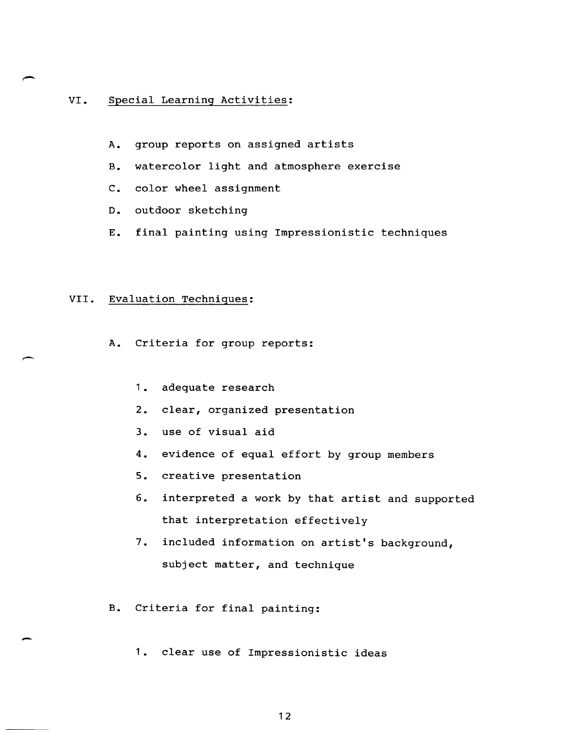## VI. Special Learning Activities:

A. group reports on assigned artists

B. watercolor light and atmosphere exercise

C. color wheel assignment

D. outdoor sketching

E. final painting using Impressionistic techniques

## VII. Evaluation Techniques:

A. Criteria for group reports:

1. adequate research
2. clear, organized presentation
3. use of visual aid
4. evidence of equal effort by group members
5. creative presentation
6. interpreted a work by that artist and supported that interpretation effectively
7. included information on artist's background, subject matter, and technique

B. Criteria for final painting:

1. clear use of Impressionistic ideas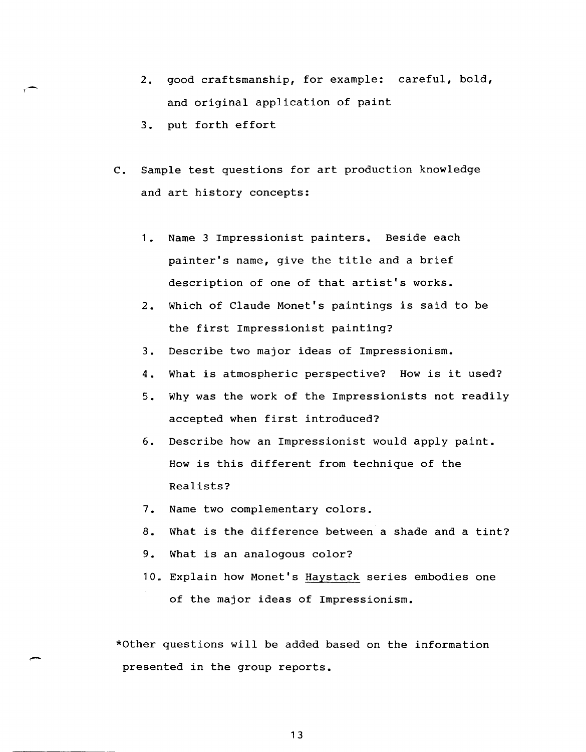2. good craftsmanship, for example: careful, bold, and original application of paint
3. put forth effort

C. Sample test questions for art production knowledge and art history concepts:

   1. Name 3 Impressionist painters. Beside each painter's name, give the title and a brief description of one of that artist's works.
   2. Which of Claude Monet's paintings is said to be the first Impressionist painting?
   3. Describe two major ideas of Impressionism.
   4. What is atmospheric perspective? How is it used?
   5. Why was the work of the Impressionists not readily accepted when first introduced?
   6. Describe how an Impressionist would apply paint. How is this different from technique of the Realists?
   7. Name two complementary colors.
   8. What is the difference between a shade and a tint?
   9. What is an analogous color?
   10. Explain how Monet's Haystack series embodies one of the major ideas of Impressionism.

*Other questions will be added based on the information presented in the group reports.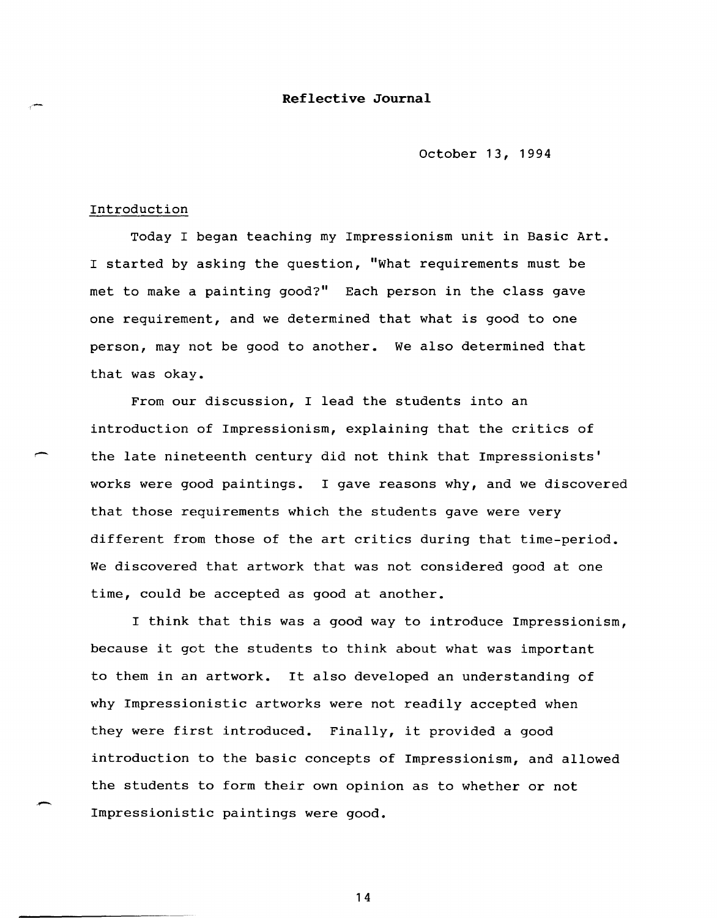# Reflective Journal

October 13, 1994

Introduction

Today I began teaching my Impressionism unit in Basic Art. I started by asking the question, "What requirements must be met to make a painting good?" Each person in the class gave one requirement, and we determined that what is good to one person, may not be good to another. We also determined that that was okay.

From our discussion, I lead the students into an introduction of Impressionism, explaining that the critics of the late nineteenth century did not think that Impressionists' works were good paintings. I gave reasons why, and we discovered that those requirements which the students gave were very different from those of the art critics during that time-period. We discovered that artwork that was not considered good at one time, could be accepted as good at another.

I think that this was a good way to introduce Impressionism, because it got the students to think about what was important to them in an artwork. It also developed an understanding of why Impressionistic artworks were not readily accepted when they were first introduced. Finally, it provided a good introduction to the basic concepts of Impressionism, and allowed the students to form their own opinion as to whether or not Impressionistic paintings were good.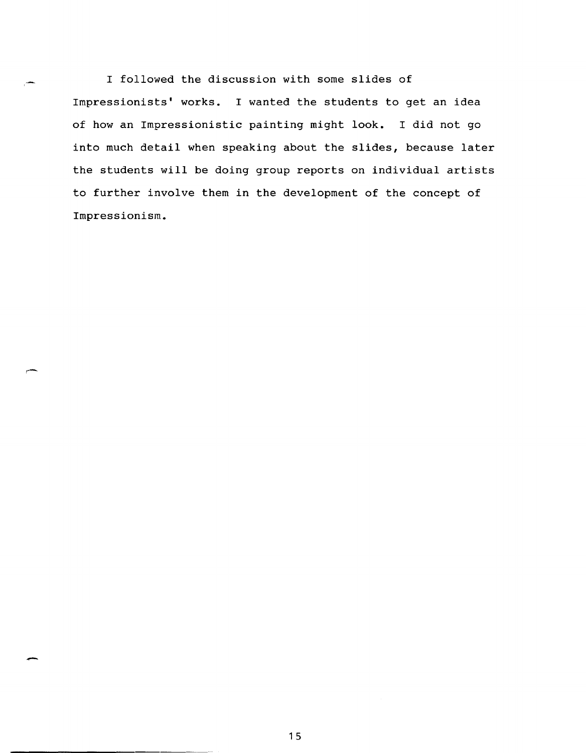I followed the discussion with some slides of Impressionists' works. I wanted the students to get an idea of how an Impressionistic painting might look. I did not go into much detail when speaking about the slides, because later the students will be doing group reports on individual artists to further involve them in the development of the concept of Impressionism.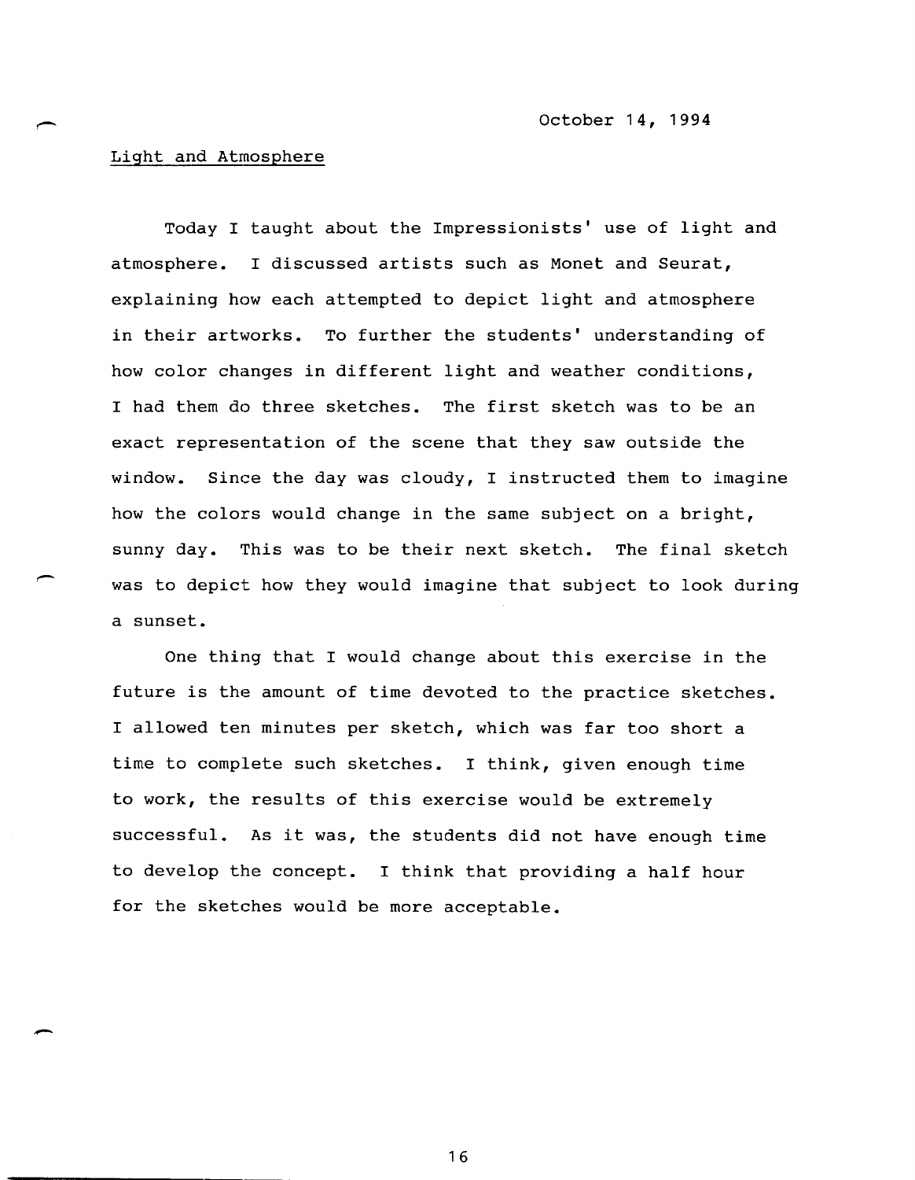October 14, 1994

Light and Atmosphere

Today I taught about the Impressionists' use of light and atmosphere. I discussed artists such as Monet and Seurat, explaining how each attempted to depict light and atmosphere in their artworks. To further the students' understanding of how color changes in different light and weather conditions, I had them do three sketches. The first sketch was to be an exact representation of the scene that they saw outside the window. Since the day was cloudy, I instructed them to imagine how the colors would change in the same subject on a bright, sunny day. This was to be their next sketch. The final sketch was to depict how they would imagine that subject to look during a sunset.

One thing that I would change about this exercise in the future is the amount of time devoted to the practice sketches. I allowed ten minutes per sketch, which was far too short a time to complete such sketches. I think, given enough time to work, the results of this exercise would be extremely successful. As it was, the students did not have enough time to develop the concept. I think that providing a half hour for the sketches would be more acceptable.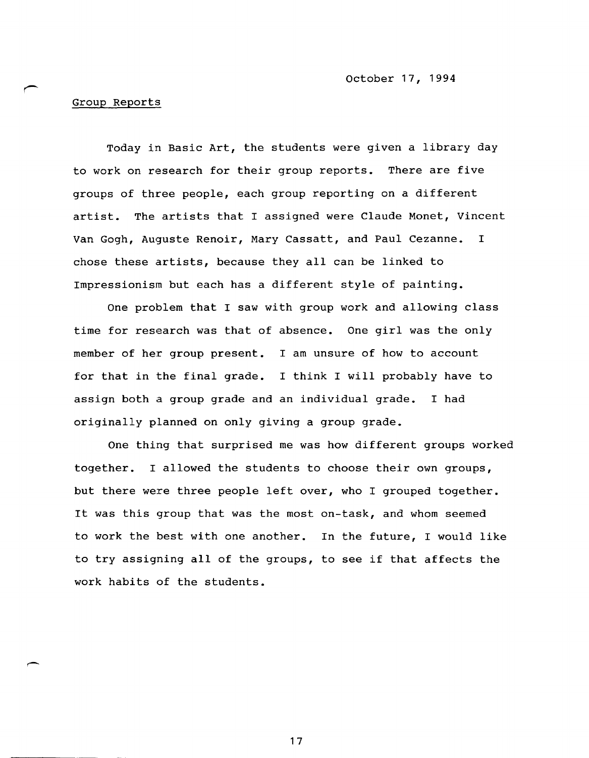October 17, 1994

Group Reports

Today in Basic Art, the students were given a library day to work on research for their group reports. There are five groups of three people, each group reporting on a different artist. The artists that I assigned were Claude Monet, Vincent Van Gogh, Auguste Renoir, Mary Cassatt, and Paul Cezanne. I chose these artists, because they all can be linked to Impressionism but each has a different style of painting.

One problem that I saw with group work and allowing class time for research was that of absence. One girl was the only member of her group present. I am unsure of how to account for that in the final grade. I think I will probably have to assign both a group grade and an individual grade. I had originally planned on only giving a group grade.

One thing that surprised me was how different groups worked together. I allowed the students to choose their own groups, but there were three people left over, who I grouped together. It was this group that was the most on-task, and whom seemed to work the best with one another. In the future, I would like to try assigning all of the groups, to see if that affects the work habits of the students.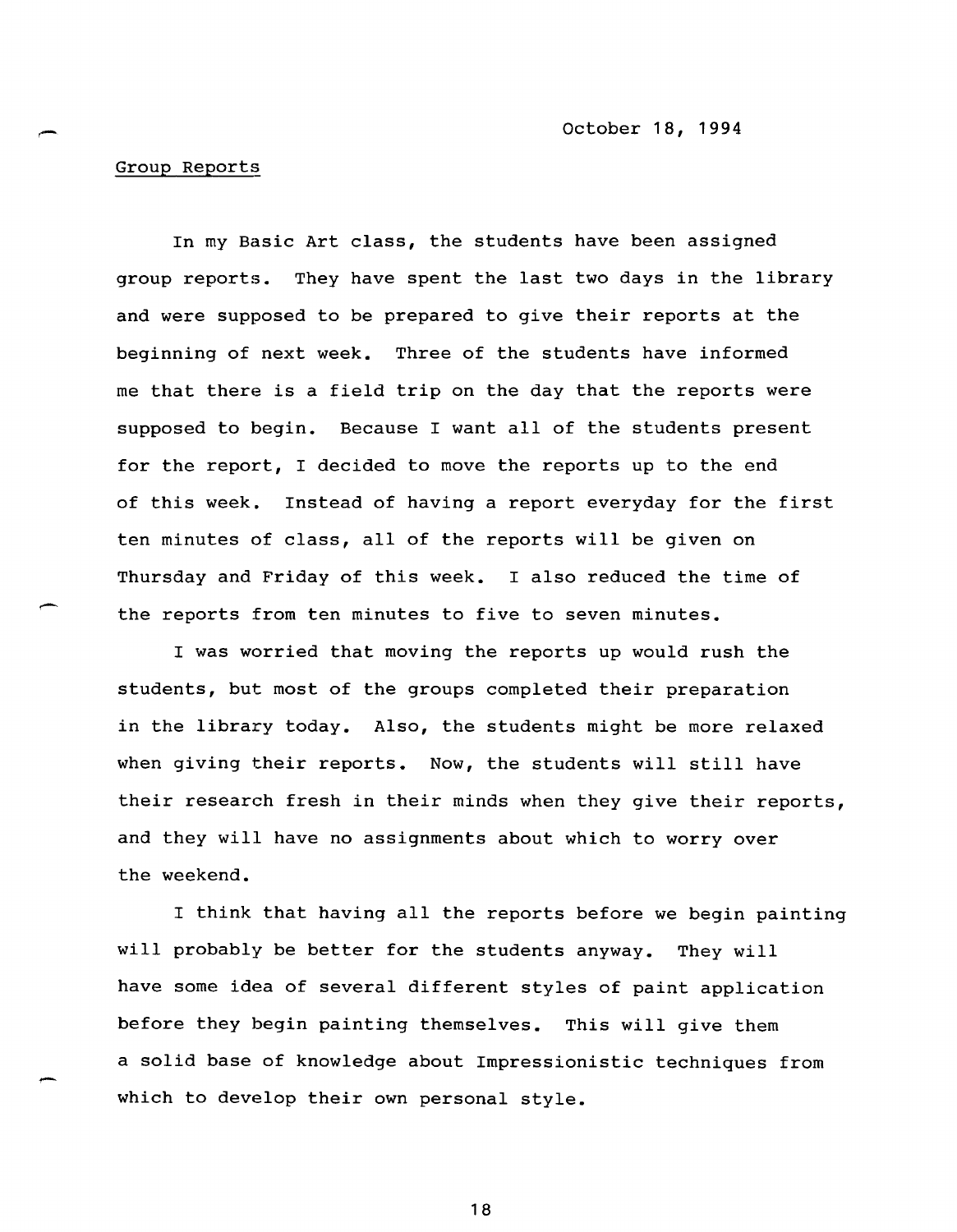October 18, 1994

## Group Reports

In my Basic Art class, the students have been assigned group reports. They have spent the last two days in the library and were supposed to be prepared to give their reports at the beginning of next week. Three of the students have informed me that there is a field trip on the day that the reports were supposed to begin. Because I want all of the students present for the report, I decided to move the reports up to the end of this week. Instead of having a report everyday for the first ten minutes of class, all of the reports will be given on Thursday and Friday of this week. I also reduced the time of the reports from ten minutes to five to seven minutes.

I was worried that moving the reports up would rush the students, but most of the groups completed their preparation in the library today. Also, the students might be more relaxed when giving their reports. Now, the students will still have their research fresh in their minds when they give their reports, and they will have no assignments about which to worry over the weekend.

I think that having all the reports before we begin painting will probably be better for the students anyway. They will have some idea of several different styles of paint application before they begin painting themselves. This will give them a solid base of knowledge about Impressionistic techniques from which to develop their own personal style.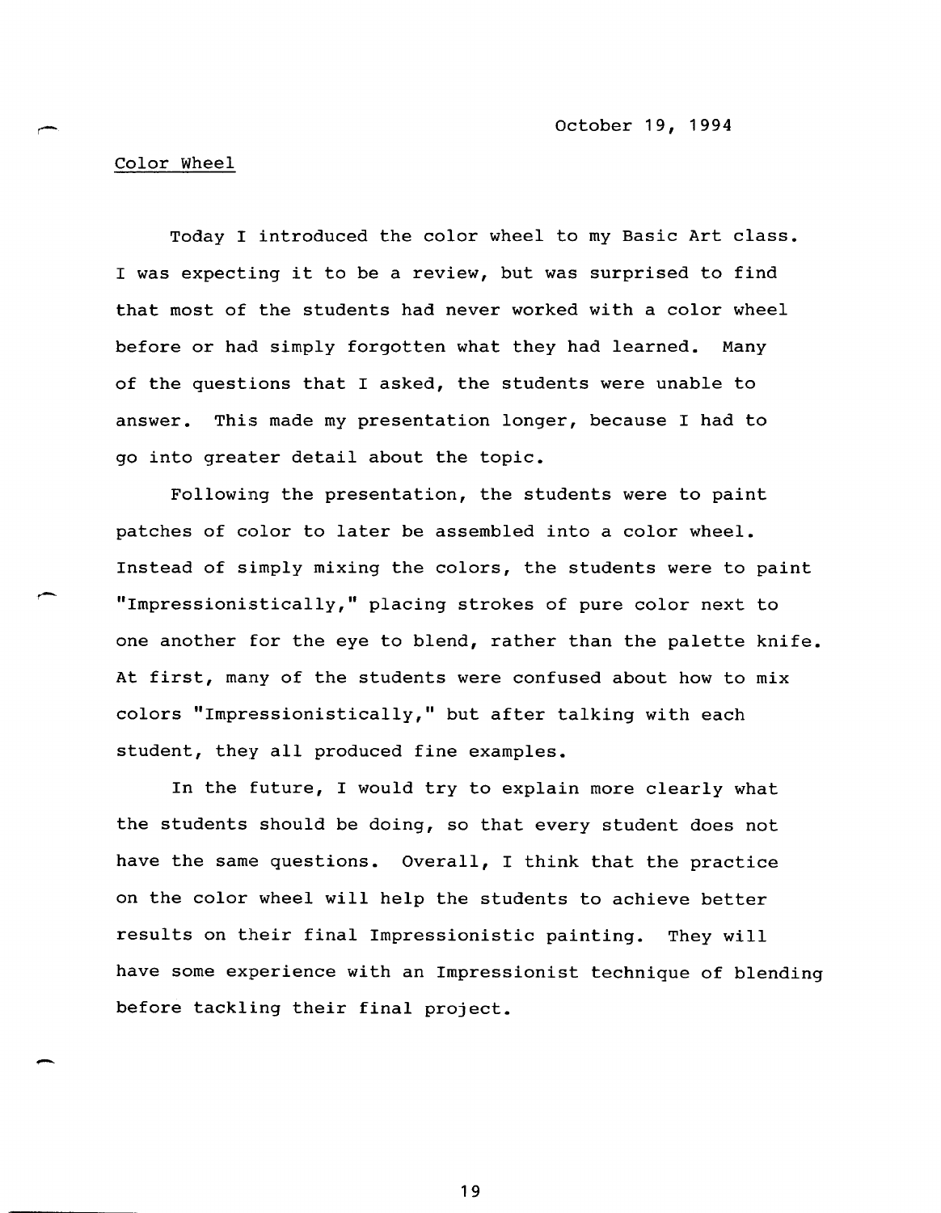October 19, 1994

Color Wheel

Today I introduced the color wheel to my Basic Art class. I was expecting it to be a review, but was surprised to find that most of the students had never worked with a color wheel before or had simply forgotten what they had learned. Many of the questions that I asked, the students were unable to answer. This made my presentation longer, because I had to go into greater detail about the topic.

Following the presentation, the students were to paint patches of color to later be assembled into a color wheel. Instead of simply mixing the colors, the students were to paint "Impressionistically," placing strokes of pure color next to one another for the eye to blend, rather than the palette knife. At first, many of the students were confused about how to mix colors "Impressionistically," but after talking with each student, they all produced fine examples.

In the future, I would try to explain more clearly what the students should be doing, so that every student does not have the same questions. Overall, I think that the practice on the color wheel will help the students to achieve better results on their final Impressionistic painting. They will have some experience with an Impressionist technique of blending before tackling their final project.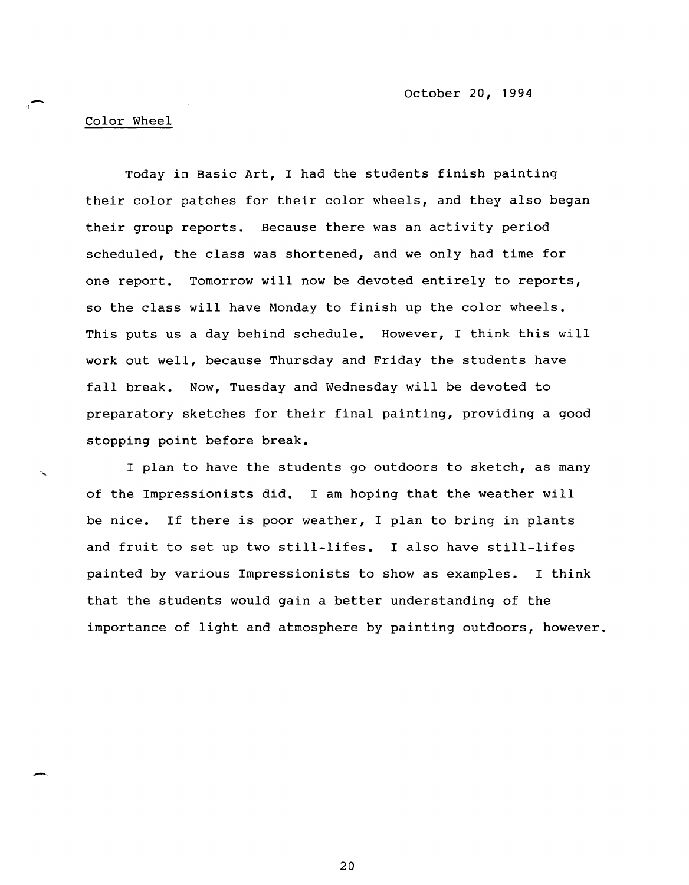October 20, 1994

Color Wheel

Today in Basic Art, I had the students finish painting their color patches for their color wheels, and they also began their group reports. Because there was an activity period scheduled, the class was shortened, and we only had time for one report. Tomorrow will now be devoted entirely to reports, so the class will have Monday to finish up the color wheels. This puts us a day behind schedule. However, I think this will work out well, because Thursday and Friday the students have fall break. Now, Tuesday and Wednesday will be devoted to preparatory sketches for their final painting, providing a good stopping point before break.

I plan to have the students go outdoors to sketch, as many of the Impressionists did. I am hoping that the weather will be nice. If there is poor weather, I plan to bring in plants and fruit to set up two still-lifes. I also have still-lifes painted by various Impressionists to show as examples. I think that the students would gain a better understanding of the importance of light and atmosphere by painting outdoors, however.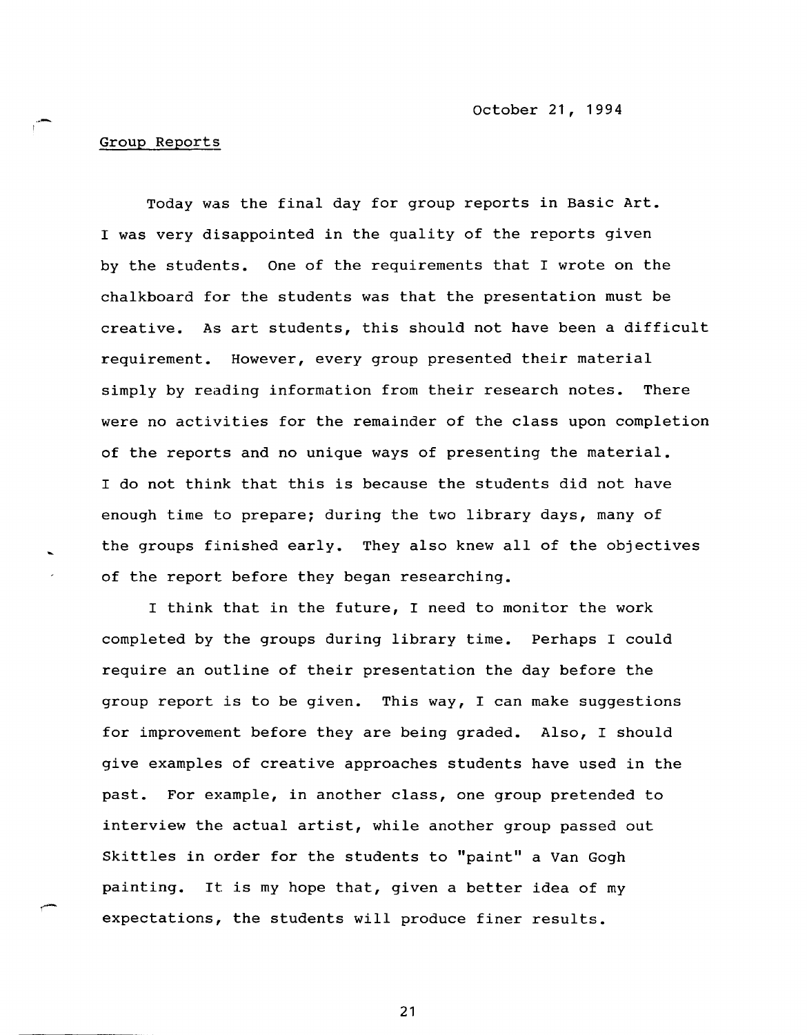October 21, 1994

Group Reports

Today was the final day for group reports in Basic Art. I was very disappointed in the quality of the reports given by the students. One of the requirements that I wrote on the chalkboard for the students was that the presentation must be creative. As art students, this should not have been a difficult requirement. However, every group presented their material simply by reading information from their research notes. There were no activities for the remainder of the class upon completion of the reports and no unique ways of presenting the material. I do not think that this is because the students did not have enough time to prepare; during the two library days, many of the groups finished early. They also knew all of the objectives of the report before they began researching.

I think that in the future, I need to monitor the work completed by the groups during library time. Perhaps I could require an outline of their presentation the day before the group report is to be given. This way, I can make suggestions for improvement before they are being graded. Also, I should give examples of creative approaches students have used in the past. For example, in another class, one group pretended to interview the actual artist, while another group passed out Skittles in order for the students to "paint" a Van Gogh painting. It is my hope that, given a better idea of my expectations, the students will produce finer results.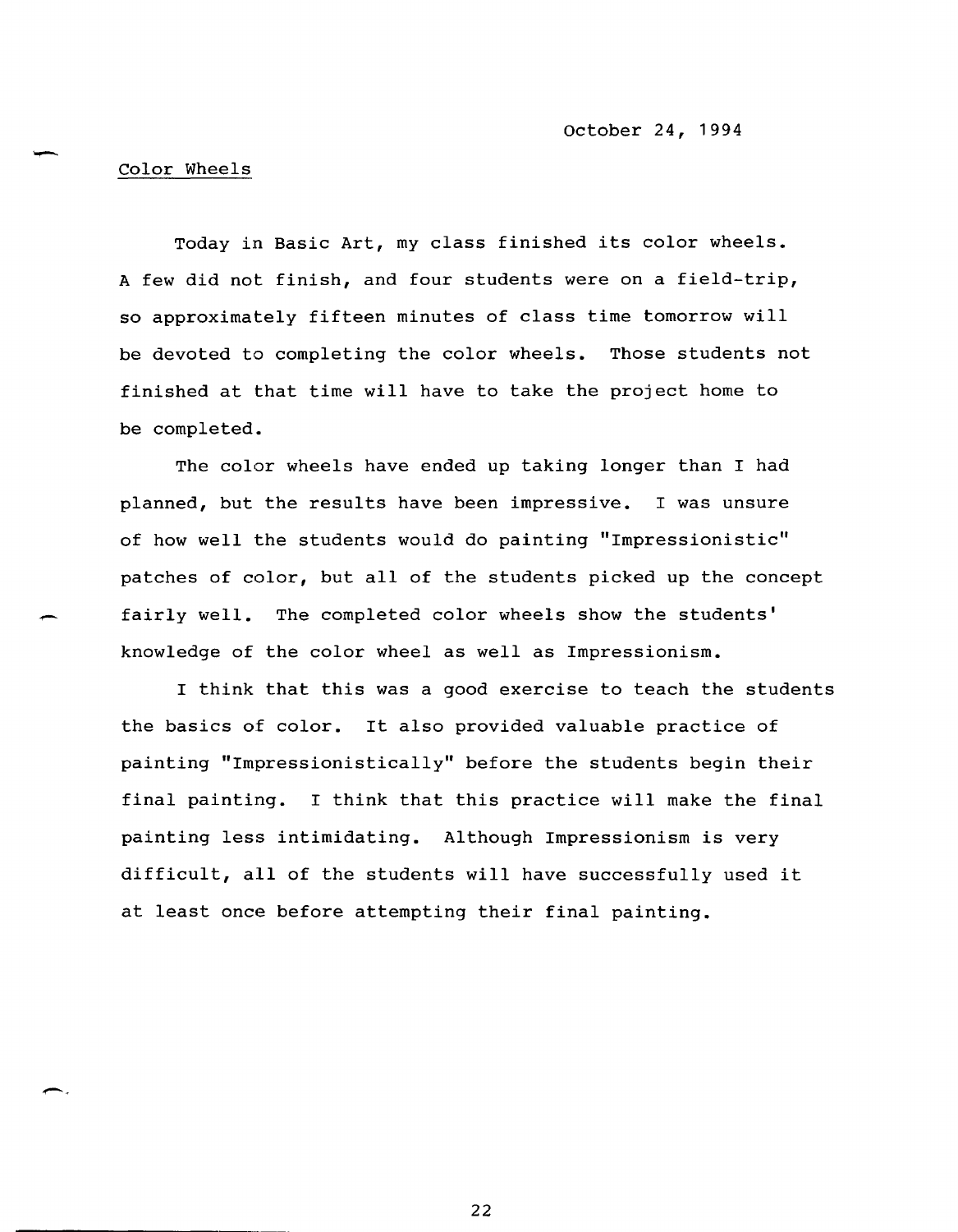October 24, 1994

Color Wheels

Today in Basic Art, my class finished its color wheels. A few did not finish, and four students were on a field-trip, so approximately fifteen minutes of class time tomorrow will be devoted to completing the color wheels. Those students not finished at that time will have to take the project home to be completed.

The color wheels have ended up taking longer than I had planned, but the results have been impressive. I was unsure of how well the students would do painting "Impressionistic" patches of color, but all of the students picked up the concept fairly well. The completed color wheels show the students' knowledge of the color wheel as well as Impressionism.

I think that this was a good exercise to teach the students the basics of color. It also provided valuable practice of painting "Impressionistically" before the students begin their final painting. I think that this practice will make the final painting less intimidating. Although Impressionism is very difficult, all of the students will have successfully used it at least once before attempting their final painting.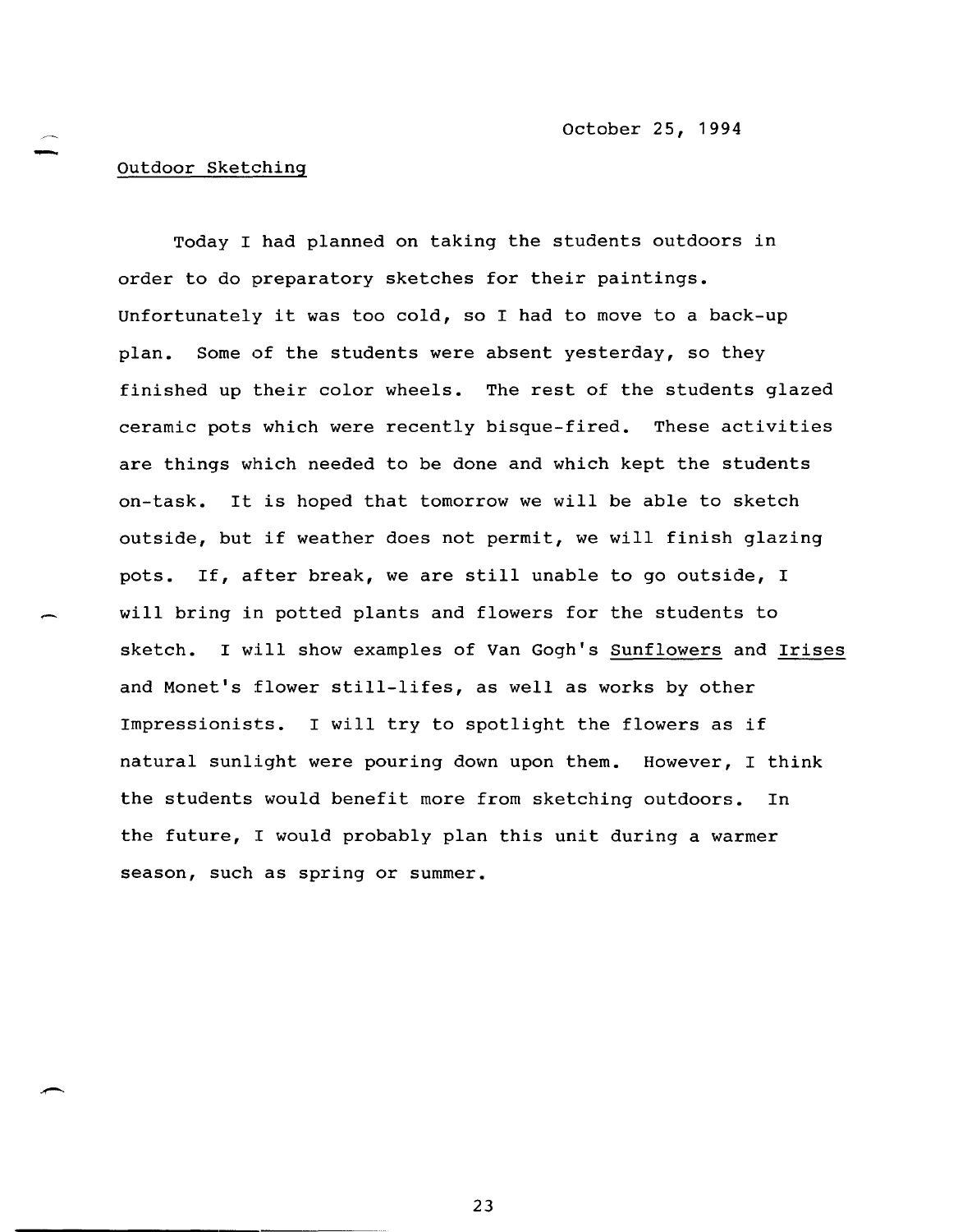October 25, 1994

Outdoor Sketching

Today I had planned on taking the students outdoors in order to do preparatory sketches for their paintings. Unfortunately it was too cold, so I had to move to a back-up plan. Some of the students were absent yesterday, so they finished up their color wheels. The rest of the students glazed ceramic pots which were recently bisque-fired. These activities are things which needed to be done and which kept the students on-task. It is hoped that tomorrow we will be able to sketch outside, but if weather does not permit, we will finish glazing pots. If, after break, we are still unable to go outside, I will bring in potted plants and flowers for the students to sketch. I will show examples of Van Gogh's Sunflowers and Irises and Monet's flower still-lifes, as well as works by other Impressionists. I will try to spotlight the flowers as if natural sunlight were pouring down upon them. However, I think the students would benefit more from sketching outdoors. In the future, I would probably plan this unit during a warmer season, such as spring or summer.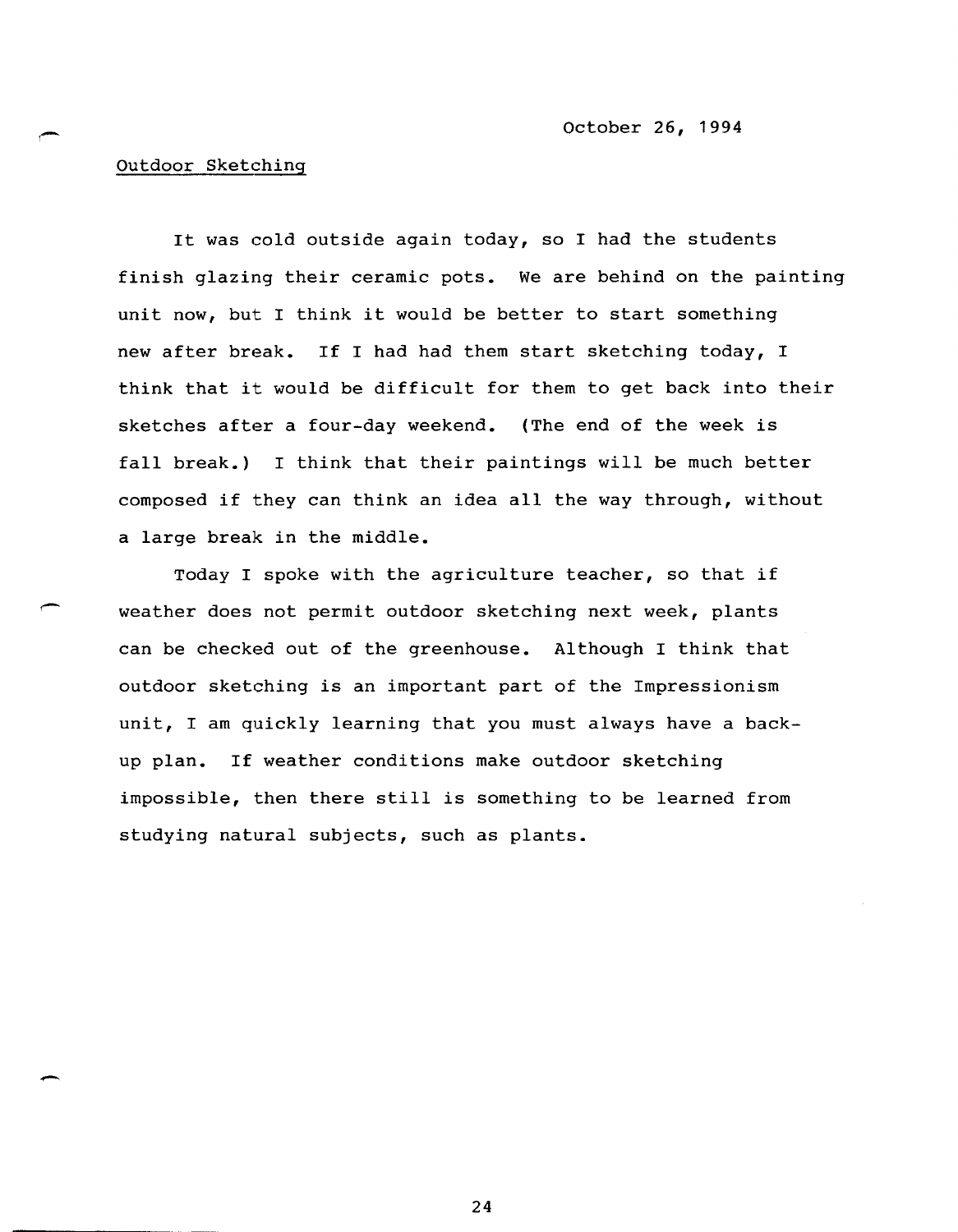October 26, 1994

Outdoor Sketching

It was cold outside again today, so I had the students finish glazing their ceramic pots. We are behind on the painting unit now, but I think it would be better to start something new after break. If I had had them start sketching today, I think that it would be difficult for them to get back into their sketches after a four-day weekend. (The end of the week is fall break.) I think that their paintings will be much better composed if they can think an idea all the way through, without a large break in the middle.

Today I spoke with the agriculture teacher, so that if weather does not permit outdoor sketching next week, plants can be checked out of the greenhouse. Although I think that outdoor sketching is an important part of the Impressionism unit, I am quickly learning that you must always have a back-up plan. If weather conditions make outdoor sketching impossible, then there still is something to be learned from studying natural subjects, such as plants.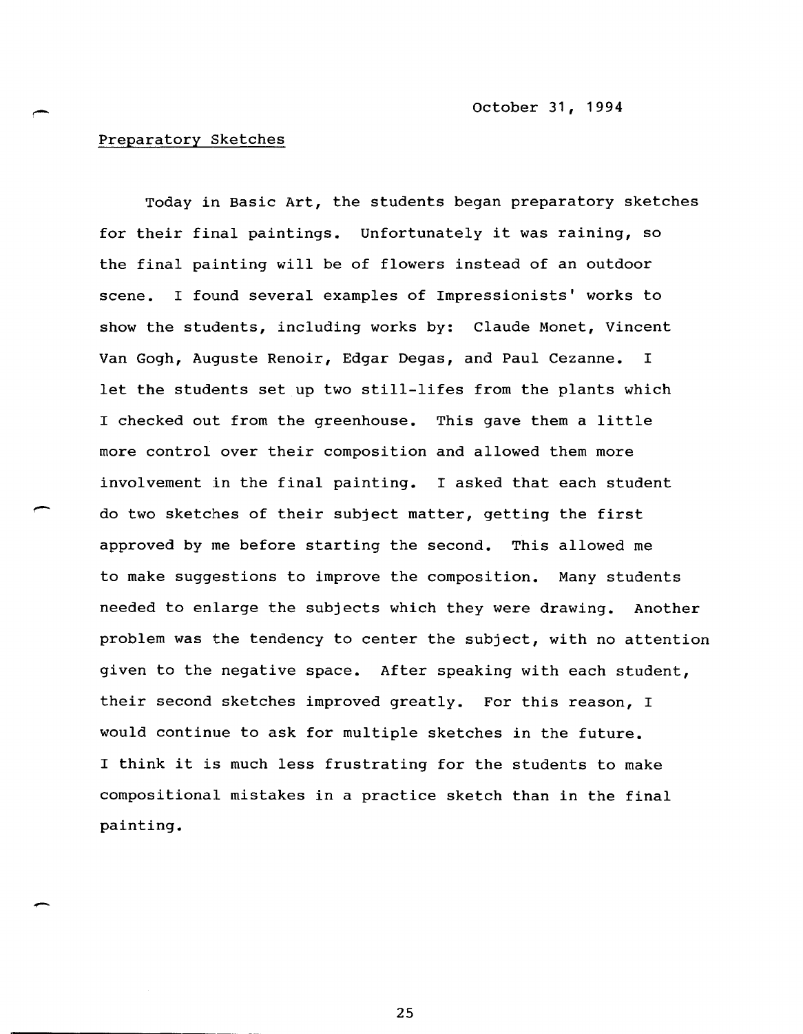October 31, 1994

Preparatory Sketches

Today in Basic Art, the students began preparatory sketches for their final paintings. Unfortunately it was raining, so the final painting will be of flowers instead of an outdoor scene. I found several examples of Impressionists' works to show the students, including works by: Claude Monet, Vincent Van Gogh, Auguste Renoir, Edgar Degas, and Paul Cezanne. I let the students set up two still-lifes from the plants which I checked out from the greenhouse. This gave them a little more control over their composition and allowed them more involvement in the final painting. I asked that each student do two sketches of their subject matter, getting the first approved by me before starting the second. This allowed me to make suggestions to improve the composition. Many students needed to enlarge the subjects which they were drawing. Another problem was the tendency to center the subject, with no attention given to the negative space. After speaking with each student, their second sketches improved greatly. For this reason, I would continue to ask for multiple sketches in the future. I think it is much less frustrating for the students to make compositional mistakes in a practice sketch than in the final painting.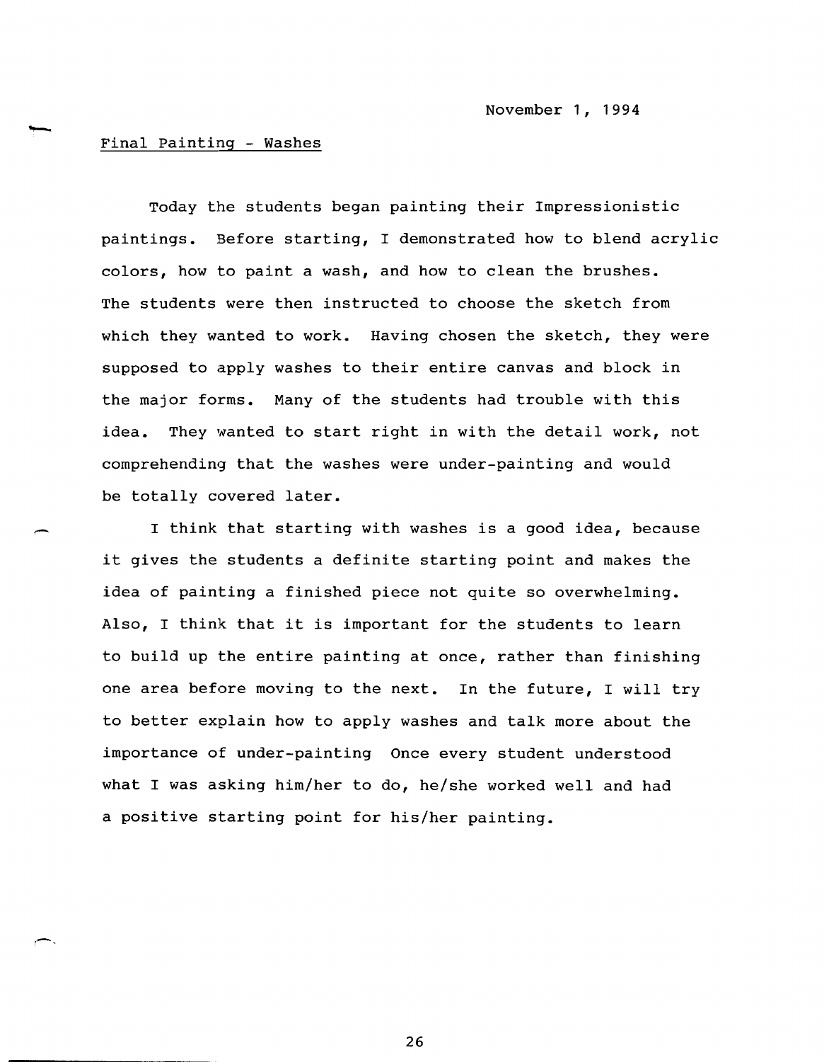November 1, 1994

Final Painting - Washes

Today the students began painting their Impressionistic paintings. Before starting, I demonstrated how to blend acrylic colors, how to paint a wash, and how to clean the brushes. The students were then instructed to choose the sketch from which they wanted to work. Having chosen the sketch, they were supposed to apply washes to their entire canvas and block in the major forms. Many of the students had trouble with this idea. They wanted to start right in with the detail work, not comprehending that the washes were under-painting and would be totally covered later.

I think that starting with washes is a good idea, because it gives the students a definite starting point and makes the idea of painting a finished piece not quite so overwhelming. Also, I think that it is important for the students to learn to build up the entire painting at once, rather than finishing one area before moving to the next. In the future, I will try to better explain how to apply washes and talk more about the importance of under-painting Once every student understood what I was asking him/her to do, he/she worked well and had a positive starting point for his/her painting.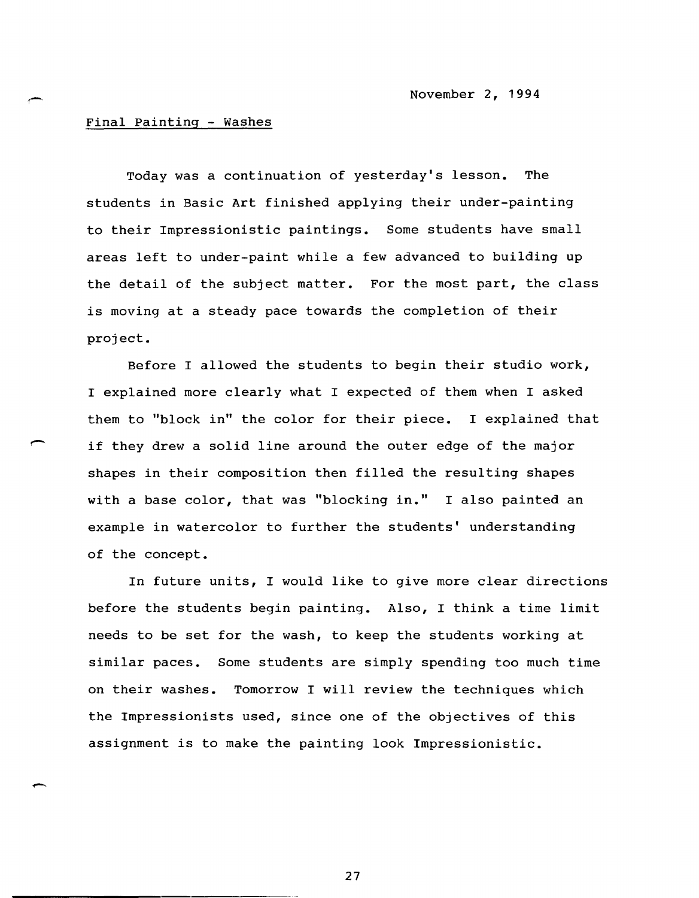November 2, 1994

<u>Final Painting - Washes</u>

Today was a continuation of yesterday's lesson. The students in Basic Art finished applying their under-painting to their Impressionistic paintings. Some students have small areas left to under-paint while a few advanced to building up the detail of the subject matter. For the most part, the class is moving at a steady pace towards the completion of their project.

Before I allowed the students to begin their studio work, I explained more clearly what I expected of them when I asked them to "block in" the color for their piece. I explained that if they drew a solid line around the outer edge of the major shapes in their composition then filled the resulting shapes with a base color, that was "blocking in." I also painted an example in watercolor to further the students' understanding of the concept.

In future units, I would like to give more clear directions before the students begin painting. Also, I think a time limit needs to be set for the wash, to keep the students working at similar paces. Some students are simply spending too much time on their washes. Tomorrow I will review the techniques which the Impressionists used, since one of the objectives of this assignment is to make the painting look Impressionistic.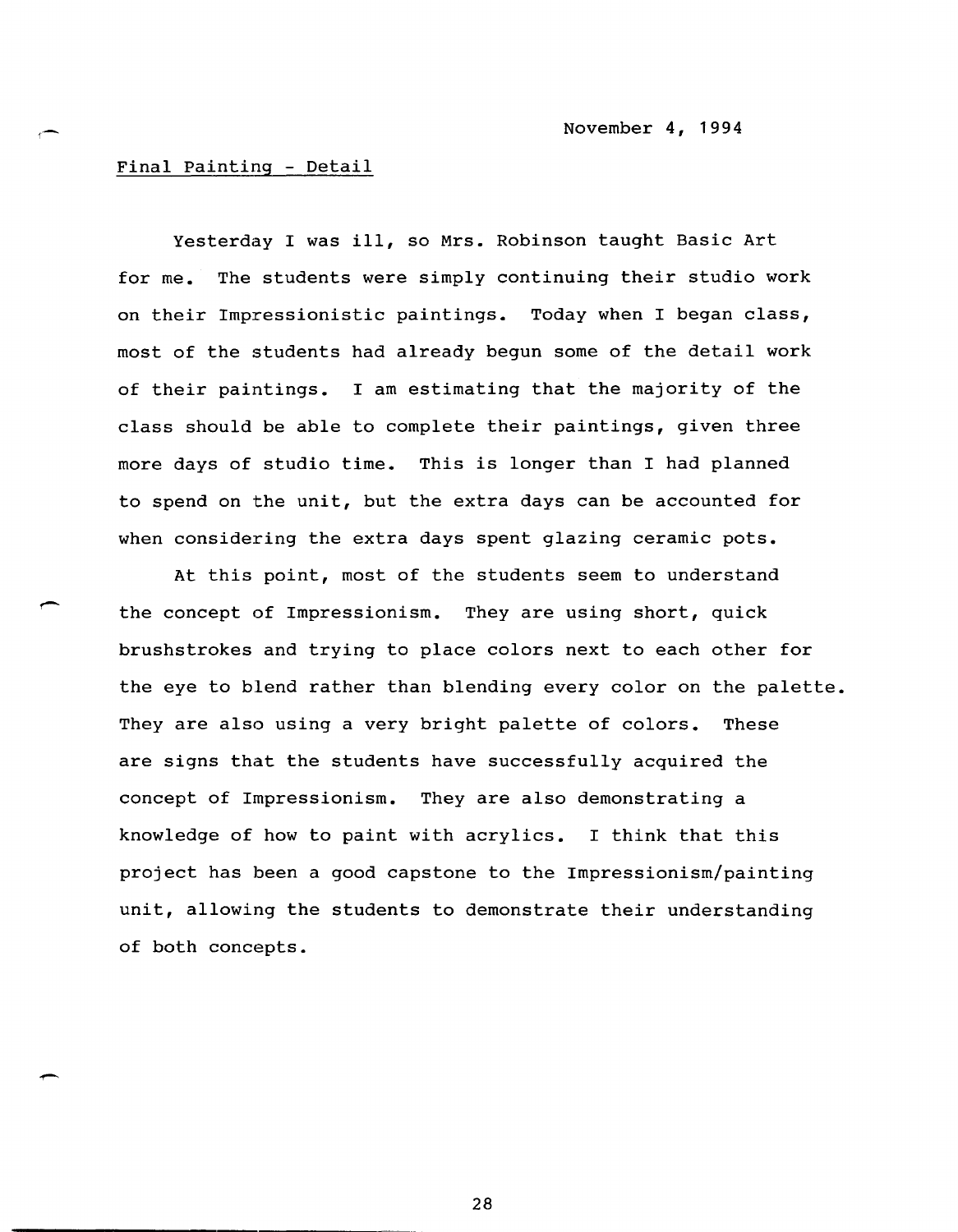November 4, 1994

Final Painting - Detail

Yesterday I was ill, so Mrs. Robinson taught Basic Art for me. The students were simply continuing their studio work on their Impressionistic paintings. Today when I began class, most of the students had already begun some of the detail work of their paintings. I am estimating that the majority of the class should be able to complete their paintings, given three more days of studio time. This is longer than I had planned to spend on the unit, but the extra days can be accounted for when considering the extra days spent glazing ceramic pots.

At this point, most of the students seem to understand the concept of Impressionism. They are using short, quick brushstrokes and trying to place colors next to each other for the eye to blend rather than blending every color on the palette. They are also using a very bright palette of colors. These are signs that the students have successfully acquired the concept of Impressionism. They are also demonstrating a knowledge of how to paint with acrylics. I think that this project has been a good capstone to the Impressionism/painting unit, allowing the students to demonstrate their understanding of both concepts.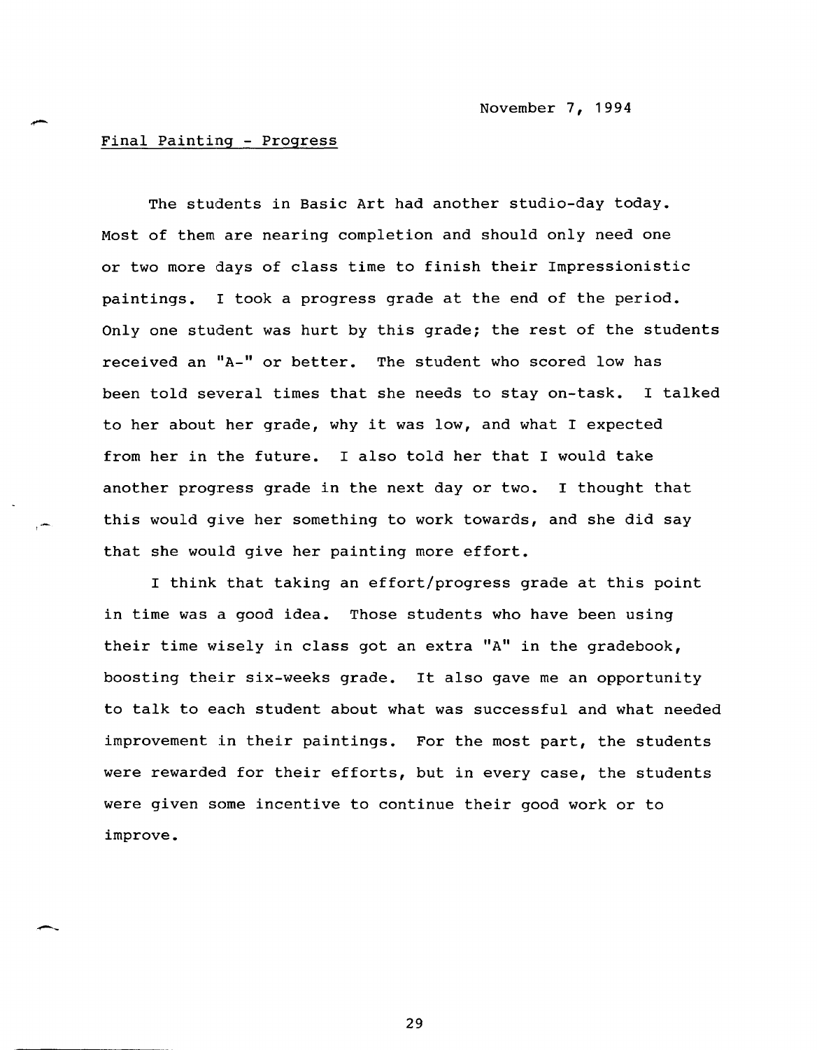November 7, 1994

Final Painting - Progress

The students in Basic Art had another studio-day today. Most of them are nearing completion and should only need one or two more days of class time to finish their Impressionistic paintings. I took a progress grade at the end of the period. Only one student was hurt by this grade; the rest of the students received an "A-" or better. The student who scored low has been told several times that she needs to stay on-task. I talked to her about her grade, why it was low, and what I expected from her in the future. I also told her that I would take another progress grade in the next day or two. I thought that this would give her something to work towards, and she did say that she would give her painting more effort.

I think that taking an effort/progress grade at this point in time was a good idea. Those students who have been using their time wisely in class got an extra "A" in the gradebook, boosting their six-weeks grade. It also gave me an opportunity to talk to each student about what was successful and what needed improvement in their paintings. For the most part, the students were rewarded for their efforts, but in every case, the students were given some incentive to continue their good work or to improve.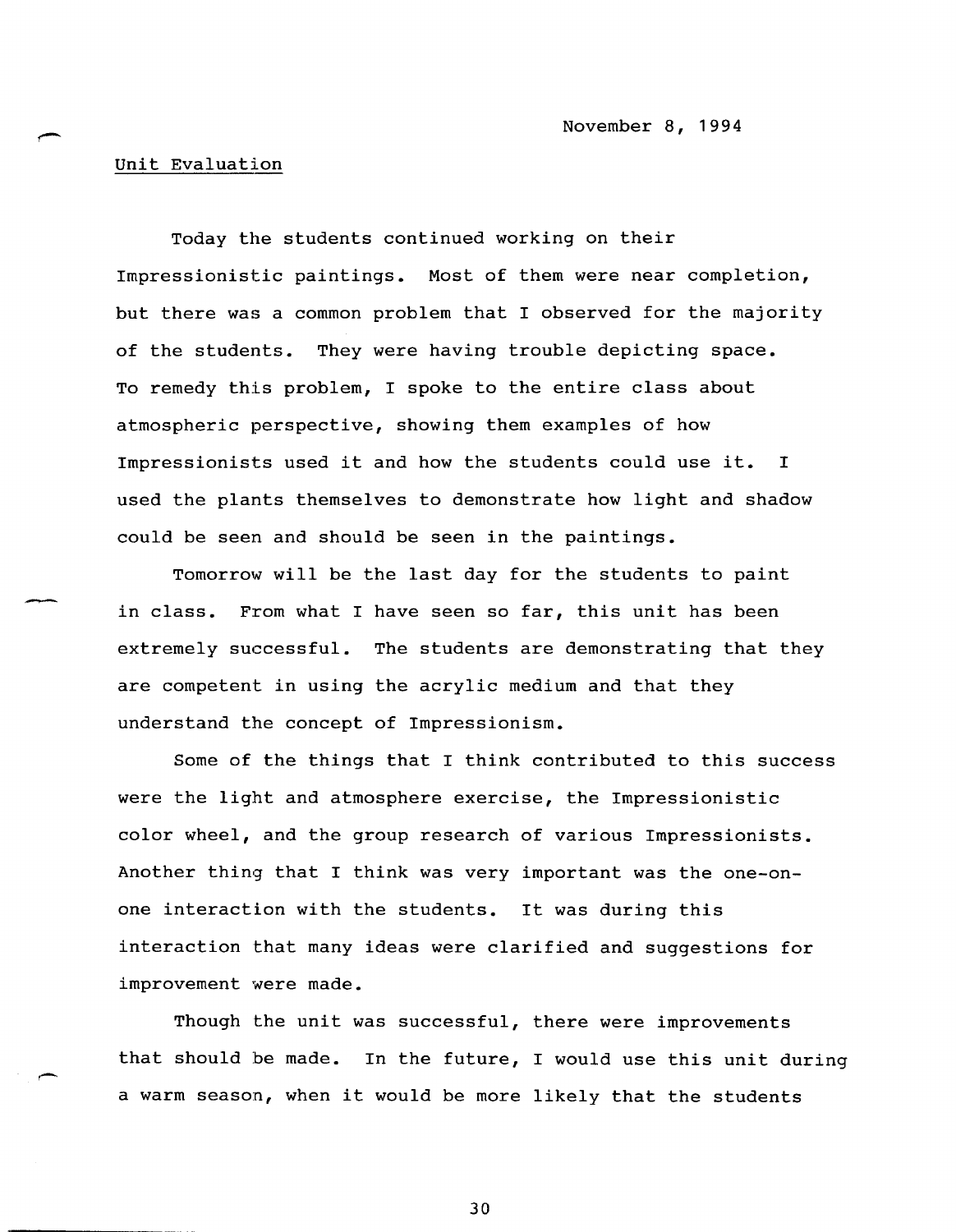November 8, 1994

Unit Evaluation

Today the students continued working on their Impressionistic paintings. Most of them were near completion, but there was a common problem that I observed for the majority of the students. They were having trouble depicting space. To remedy this problem, I spoke to the entire class about atmospheric perspective, showing them examples of how Impressionists used it and how the students could use it. I used the plants themselves to demonstrate how light and shadow could be seen and should be seen in the paintings.

Tomorrow will be the last day for the students to paint in class. From what I have seen so far, this unit has been extremely successful. The students are demonstrating that they are competent in using the acrylic medium and that they understand the concept of Impressionism.

Some of the things that I think contributed to this success were the light and atmosphere exercise, the Impressionistic color wheel, and the group research of various Impressionists. Another thing that I think was very important was the one-on-one interaction with the students. It was during this interaction that many ideas were clarified and suggestions for improvement were made.

Though the unit was successful, there were improvements that should be made. In the future, I would use this unit during a warm season, when it would be more likely that the students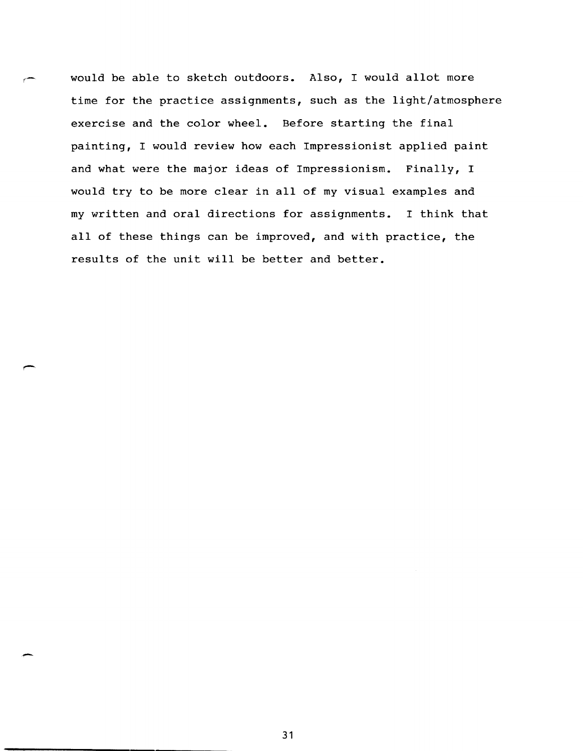would be able to sketch outdoors. Also, I would allot more time for the practice assignments, such as the light/atmosphere exercise and the color wheel. Before starting the final painting, I would review how each Impressionist applied paint and what were the major ideas of Impressionism. Finally, I would try to be more clear in all of my visual examples and my written and oral directions for assignments. I think that all of these things can be improved, and with practice, the results of the unit will be better and better.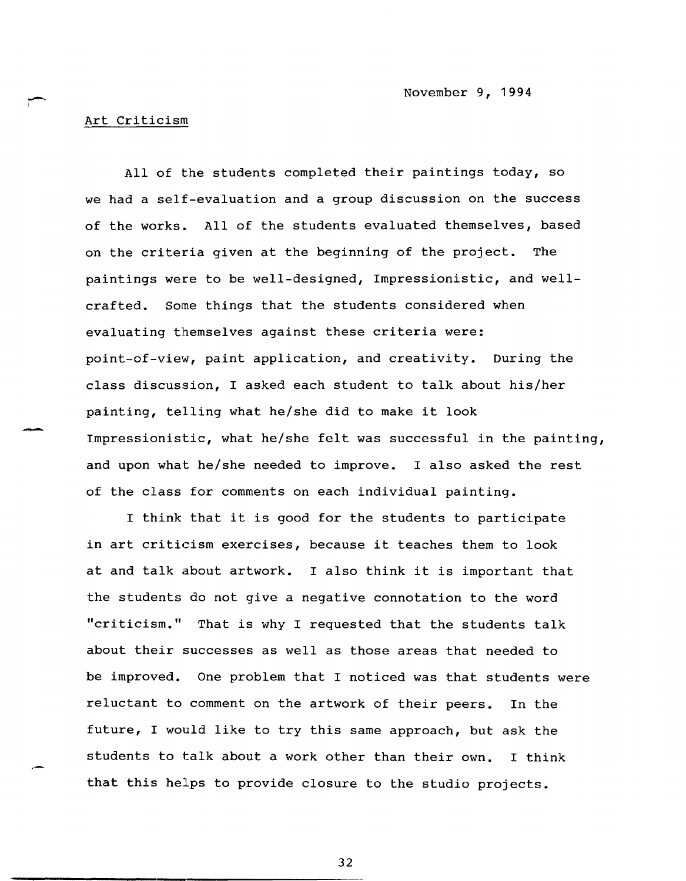November 9, 1994

Art Criticism

All of the students completed their paintings today, so we had a self-evaluation and a group discussion on the success of the works. All of the students evaluated themselves, based on the criteria given at the beginning of the project. The paintings were to be well-designed, Impressionistic, and well-crafted. Some things that the students considered when evaluating themselves against these criteria were: point-of-view, paint application, and creativity. During the class discussion, I asked each student to talk about his/her painting, telling what he/she did to make it look Impressionistic, what he/she felt was successful in the painting, and upon what he/she needed to improve. I also asked the rest of the class for comments on each individual painting.

I think that it is good for the students to participate in art criticism exercises, because it teaches them to look at and talk about artwork. I also think it is important that the students do not give a negative connotation to the word "criticism." That is why I requested that the students talk about their successes as well as those areas that needed to be improved. One problem that I noticed was that students were reluctant to comment on the artwork of their peers. In the future, I would like to try this same approach, but ask the students to talk about a work other than their own. I think that this helps to provide closure to the studio projects.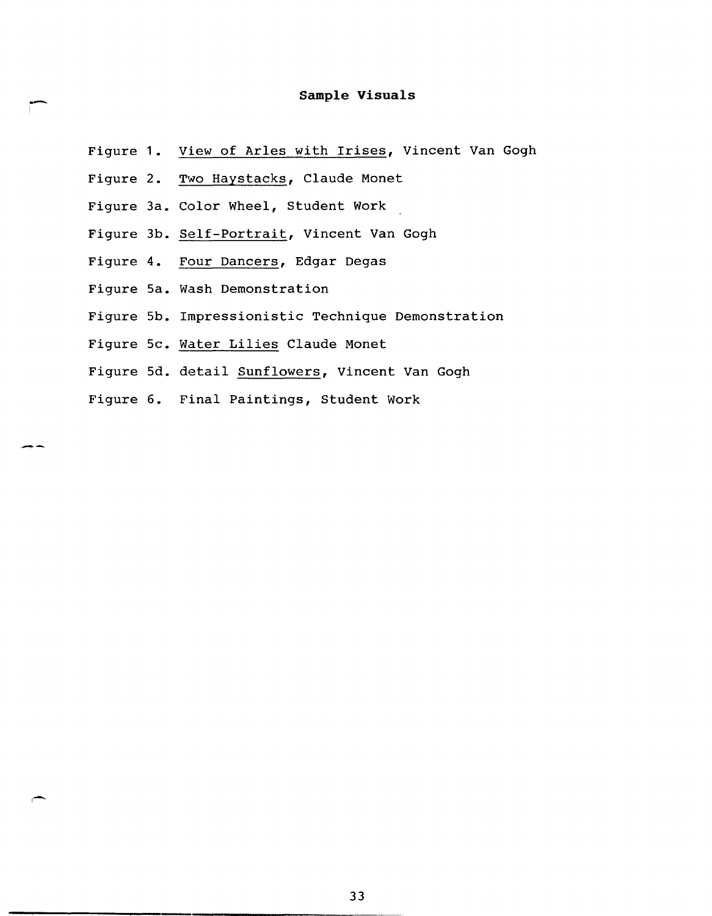## Sample Visuals

Figure 1. View of Arles with Irises, Vincent Van Gogh

Figure 2. Two Haystacks, Claude Monet

Figure 3a. Color Wheel, Student Work

Figure 3b. Self-Portrait, Vincent Van Gogh

Figure 4. Four Dancers, Edgar Degas

Figure 5a. Wash Demonstration

Figure 5b. Impressionistic Technique Demonstration

Figure 5c. Water Lilies Claude Monet

Figure 5d. detail Sunflowers, Vincent Van Gogh

Figure 6. Final Paintings, Student Work